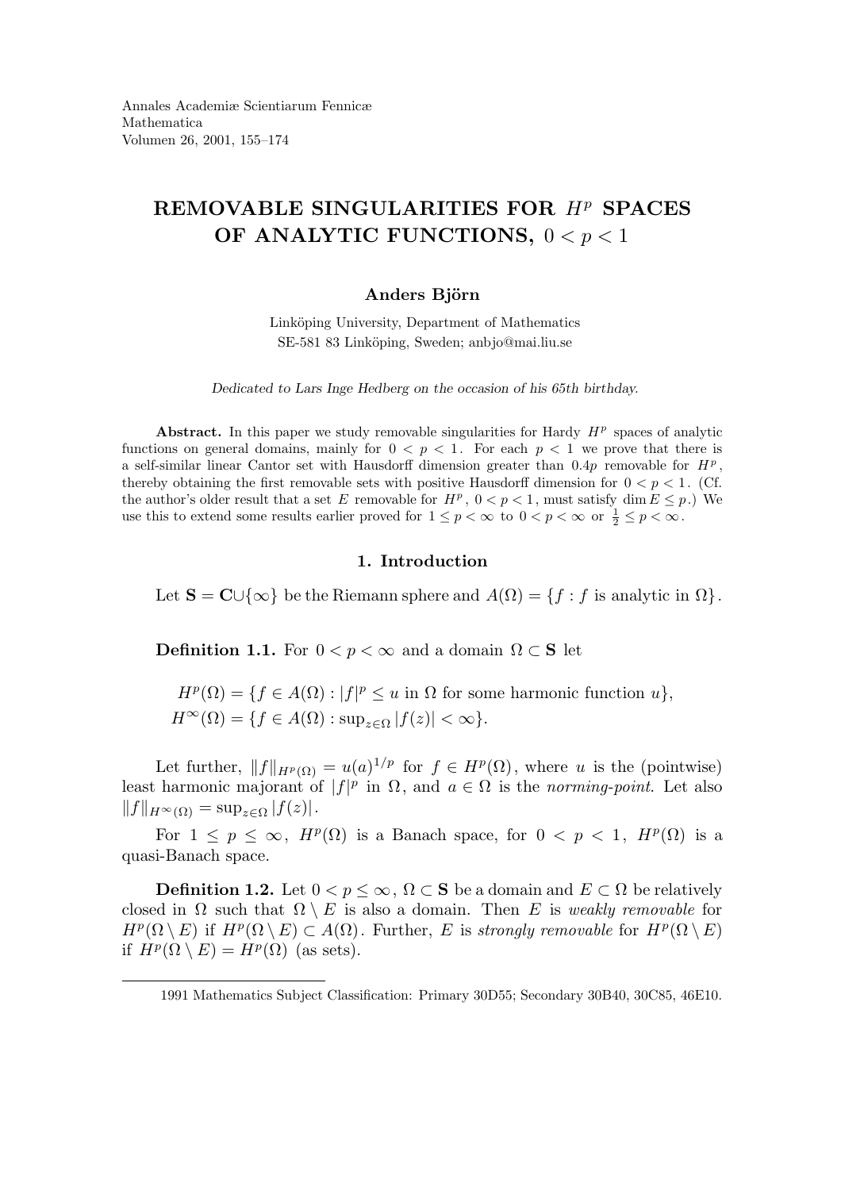Annales Academiæ Scientiarum Fennicæ
Mathematica
Volumen 26, 2001, 155–174

# REMOVABLE SINGULARITIES FOR $H^p$ SPACES OF ANALYTIC FUNCTIONS, $0 < p < 1$

**Anders Björn**

Linköping University, Department of Mathematics
SE-581 83 Linköping, Sweden; anbjo@mai.liu.se

*Dedicated to Lars Inge Hedberg on the occasion of his 65th birthday.*

**Abstract.** In this paper we study removable singularities for Hardy $H^p$ spaces of analytic functions on general domains, mainly for $0 < p < 1$. For each $p < 1$ we prove that there is a self-similar linear Cantor set with Hausdorff dimension greater than $0.4p$ removable for $H^p$, thereby obtaining the first removable sets with positive Hausdorff dimension for $0 < p < 1$. (Cf. the author's older result that a set $E$ removable for $H^p$, $0 < p < 1$, must satisfy $\dim E \leq p$.) We use this to extend some results earlier proved for $1 \leq p < \infty$ to $0 < p < \infty$ or $\frac{1}{2} \leq p < \infty$.

## 1. Introduction

Let $\mathbf{S} = \mathbf{C} \cup \{\infty\}$ be the Riemann sphere and $A(\Omega) = \{f : f \text{ is analytic in } \Omega\}$.

**Definition 1.1.** For $0 < p < \infty$ and a domain $\Omega \subset \mathbf{S}$ let

$$H^p(\Omega) = \{f \in A(\Omega) : |f|^p \leq u \text{ in } \Omega \text{ for some harmonic function } u\},$$
$$H^\infty(\Omega) = \{f \in A(\Omega) : \sup_{z \in \Omega} |f(z)| < \infty\}.$$

Let further, $\|f\|_{H^p(\Omega)} = u(a)^{1/p}$ for $f \in H^p(\Omega)$, where $u$ is the (pointwise) least harmonic majorant of $|f|^p$ in $\Omega$, and $a \in \Omega$ is the *norming-point*. Let also $\|f\|_{H^\infty(\Omega)} = \sup_{z \in \Omega} |f(z)|$.

For $1 \leq p \leq \infty$, $H^p(\Omega)$ is a Banach space, for $0 < p < 1$, $H^p(\Omega)$ is a quasi-Banach space.

**Definition 1.2.** Let $0 < p \leq \infty$, $\Omega \subset \mathbf{S}$ be a domain and $E \subset \Omega$ be relatively closed in $\Omega$ such that $\Omega \setminus E$ is also a domain. Then $E$ is *weakly removable* for $H^p(\Omega \setminus E)$ if $H^p(\Omega \setminus E) \subset A(\Omega)$. Further, $E$ is *strongly removable* for $H^p(\Omega \setminus E)$ if $H^p(\Omega \setminus E) = H^p(\Omega)$ (as sets).

1991 Mathematics Subject Classification: Primary 30D55; Secondary 30B40, 30C85, 46E10.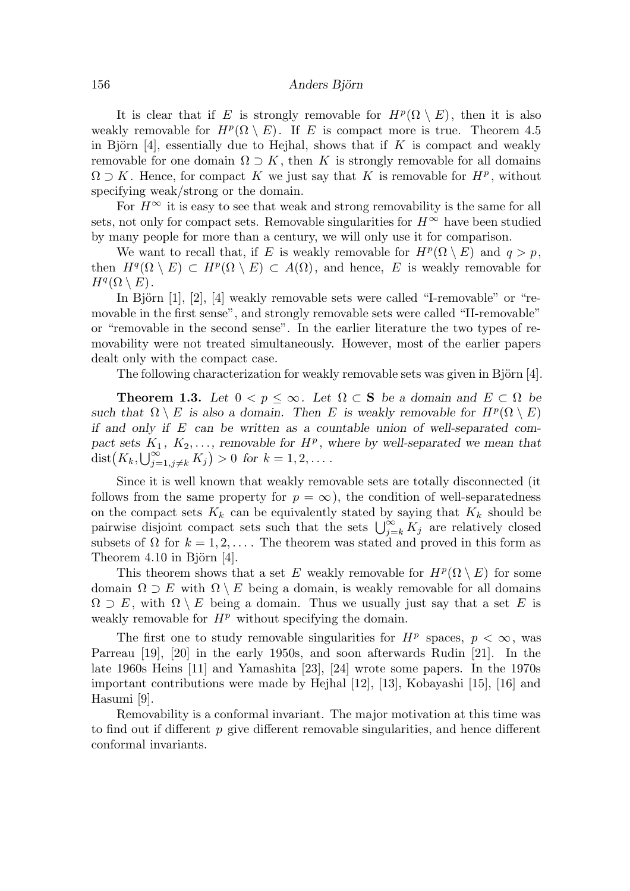It is clear that if $E$ is strongly removable for $H^p(\Omega \setminus E)$, then it is also weakly removable for $H^p(\Omega \setminus E)$. If $E$ is compact more is true. Theorem 4.5 in Björn [4], essentially due to Hejhal, shows that if $K$ is compact and weakly removable for one domain $\Omega \supset K$, then $K$ is strongly removable for all domains $\Omega \supset K$. Hence, for compact $K$ we just say that $K$ is removable for $H^p$, without specifying weak/strong or the domain.

For $H^\infty$ it is easy to see that weak and strong removability is the same for all sets, not only for compact sets. Removable singularities for $H^\infty$ have been studied by many people for more than a century, we will only use it for comparison.

We want to recall that, if $E$ is weakly removable for $H^p(\Omega \setminus E)$ and $q > p$, then $H^q(\Omega \setminus E) \subset H^p(\Omega \setminus E) \subset A(\Omega)$, and hence, $E$ is weakly removable for $H^q(\Omega \setminus E)$.

In Björn [1], [2], [4] weakly removable sets were called "I-removable" or "removable in the first sense", and strongly removable sets were called "II-removable" or "removable in the second sense". In the earlier literature the two types of removability were not treated simultaneously. However, most of the earlier papers dealt only with the compact case.

The following characterization for weakly removable sets was given in Björn [4].

**Theorem 1.3.** *Let $0 < p \leq \infty$. Let $\Omega \subset \mathbf{S}$ be a domain and $E \subset \Omega$ be such that $\Omega \setminus E$ is also a domain. Then $E$ is weakly removable for $H^p(\Omega \setminus E)$ if and only if $E$ can be written as a countable union of well-separated compact sets $K_1$, $K_2, \dots$, removable for $H^p$, where by well-separated we mean that $\operatorname{dist}\bigl(K_k, \bigcup_{j=1, j\neq k}^\infty K_j\bigr) > 0$ for $k = 1, 2, \dots$.*

Since it is well known that weakly removable sets are totally disconnected (it follows from the same property for $p = \infty$), the condition of well-separatedness on the compact sets $K_k$ can be equivalently stated by saying that $K_k$ should be pairwise disjoint compact sets such that the sets $\bigcup_{j=k}^\infty K_j$ are relatively closed subsets of $\Omega$ for $k = 1, 2, \dots$. The theorem was stated and proved in this form as Theorem 4.10 in Björn [4].

This theorem shows that a set $E$ weakly removable for $H^p(\Omega \setminus E)$ for some domain $\Omega \supset E$ with $\Omega \setminus E$ being a domain, is weakly removable for all domains $\Omega \supset E$, with $\Omega \setminus E$ being a domain. Thus we usually just say that a set $E$ is weakly removable for $H^p$ without specifying the domain.

The first one to study removable singularities for $H^p$ spaces, $p < \infty$, was Parreau [19], [20] in the early 1950s, and soon afterwards Rudin [21]. In the late 1960s Heins [11] and Yamashita [23], [24] wrote some papers. In the 1970s important contributions were made by Hejhal [12], [13], Kobayashi [15], [16] and Hasumi [9].

Removability is a conformal invariant. The major motivation at this time was to find out if different $p$ give different removable singularities, and hence different conformal invariants.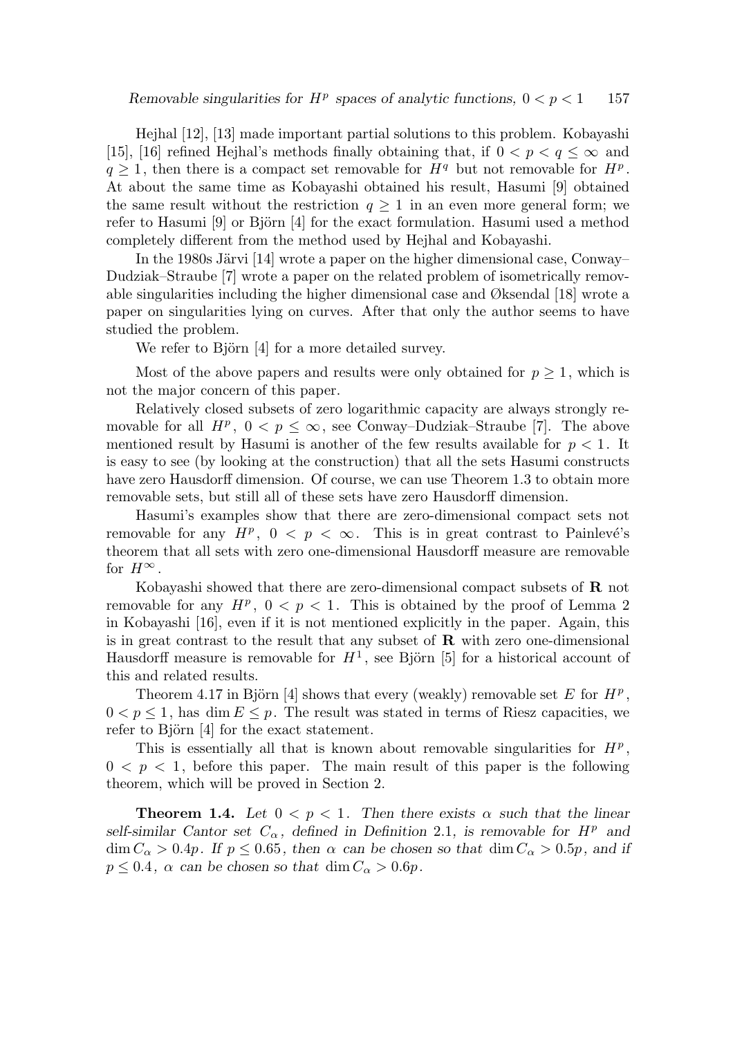Hejhal [12], [13] made important partial solutions to this problem. Kobayashi [15], [16] refined Hejhal's methods finally obtaining that, if $0 < p < q \le \infty$ and $q \ge 1$, then there is a compact set removable for $H^q$ but not removable for $H^p$. At about the same time as Kobayashi obtained his result, Hasumi [9] obtained the same result without the restriction $q \ge 1$ in an even more general form; we refer to Hasumi [9] or Björn [4] for the exact formulation. Hasumi used a method completely different from the method used by Hejhal and Kobayashi.

In the 1980s Järvi [14] wrote a paper on the higher dimensional case, Conway–Dudziak–Straube [7] wrote a paper on the related problem of isometrically removable singularities including the higher dimensional case and Øksendal [18] wrote a paper on singularities lying on curves. After that only the author seems to have studied the problem.

We refer to Björn [4] for a more detailed survey.

Most of the above papers and results were only obtained for $p \ge 1$, which is not the major concern of this paper.

Relatively closed subsets of zero logarithmic capacity are always strongly removable for all $H^p$, $0 < p \le \infty$, see Conway–Dudziak–Straube [7]. The above mentioned result by Hasumi is another of the few results available for $p < 1$. It is easy to see (by looking at the construction) that all the sets Hasumi constructs have zero Hausdorff dimension. Of course, we can use Theorem 1.3 to obtain more removable sets, but still all of these sets have zero Hausdorff dimension.

Hasumi's examples show that there are zero-dimensional compact sets not removable for any $H^p$, $0 < p < \infty$. This is in great contrast to Painlevé's theorem that all sets with zero one-dimensional Hausdorff measure are removable for $H^\infty$.

Kobayashi showed that there are zero-dimensional compact subsets of $\mathbf{R}$ not removable for any $H^p$, $0 < p < 1$. This is obtained by the proof of Lemma 2 in Kobayashi [16], even if it is not mentioned explicitly in the paper. Again, this is in great contrast to the result that any subset of $\mathbf{R}$ with zero one-dimensional Hausdorff measure is removable for $H^1$, see Björn [5] for a historical account of this and related results.

Theorem 4.17 in Björn [4] shows that every (weakly) removable set $E$ for $H^p$, $0 < p \le 1$, has $\dim E \le p$. The result was stated in terms of Riesz capacities, we refer to Björn [4] for the exact statement.

This is essentially all that is known about removable singularities for $H^p$, $0 < p < 1$, before this paper. The main result of this paper is the following theorem, which will be proved in Section 2.

**Theorem 1.4.** *Let $0 < p < 1$. Then there exists $\alpha$ such that the linear self-similar Cantor set $C_\alpha$, defined in Definition* 2.1*, is removable for $H^p$ and $\dim C_\alpha > 0.4p$. If $p \le 0.65$, then $\alpha$ can be chosen so that $\dim C_\alpha > 0.5p$, and if $p \le 0.4$, $\alpha$ can be chosen so that $\dim C_\alpha > 0.6p$.*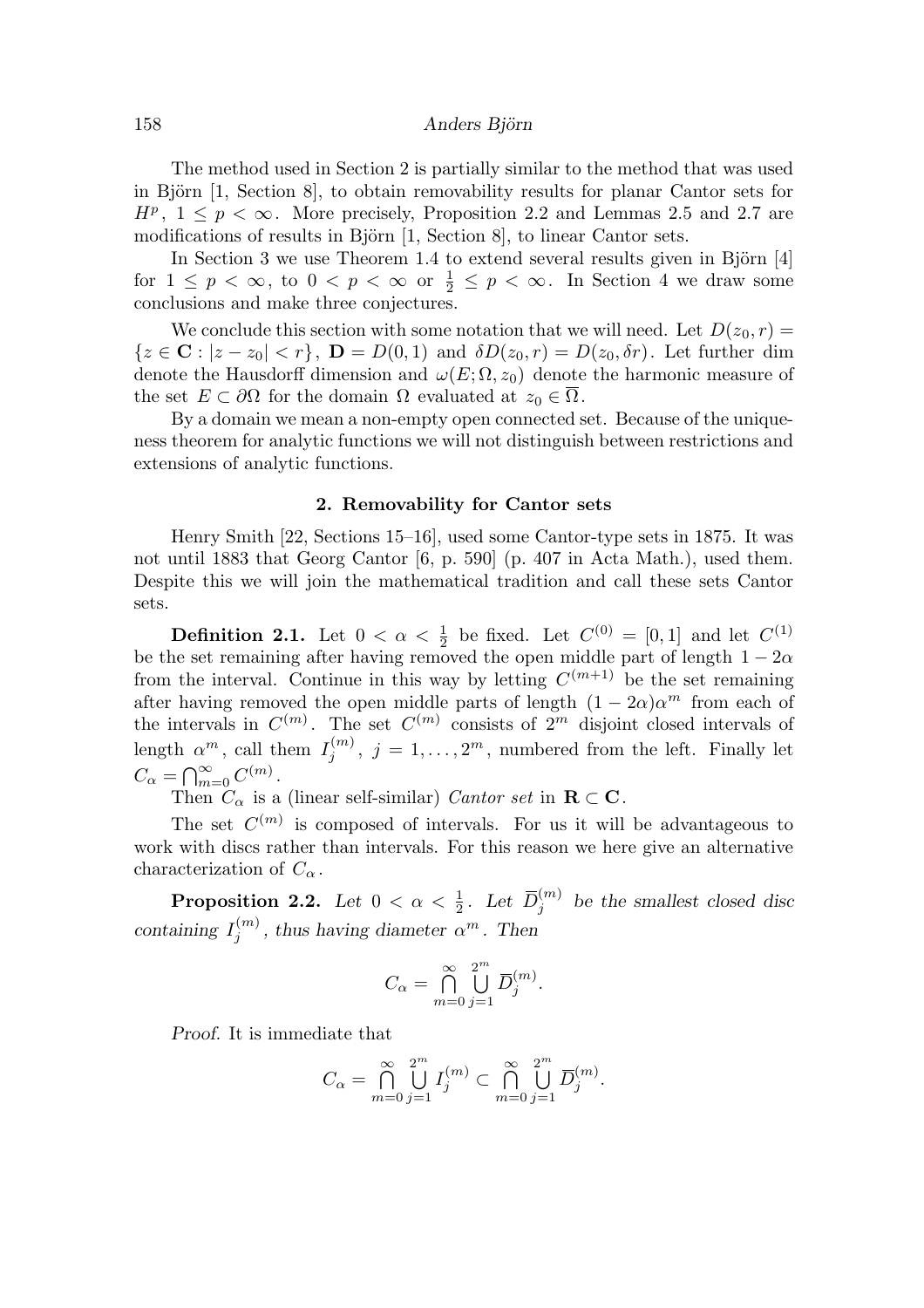The method used in Section 2 is partially similar to the method that was used in Björn [1, Section 8], to obtain removability results for planar Cantor sets for $H^p$, $1 \le p < \infty$. More precisely, Proposition 2.2 and Lemmas 2.5 and 2.7 are modifications of results in Björn [1, Section 8], to linear Cantor sets.

In Section 3 we use Theorem 1.4 to extend several results given in Björn [4] for $1 \le p < \infty$, to $0 < p < \infty$ or $\frac{1}{2} \le p < \infty$. In Section 4 we draw some conclusions and make three conjectures.

We conclude this section with some notation that we will need. Let $D(z_0, r) = \{z \in \mathbf{C} : |z - z_0| < r\}$, $\mathbf{D} = D(0,1)$ and $\delta D(z_0, r) = D(z_0, \delta r)$. Let further dim denote the Hausdorff dimension and $\omega(E; \Omega, z_0)$ denote the harmonic measure of the set $E \subset \partial\Omega$ for the domain $\Omega$ evaluated at $z_0 \in \overline{\Omega}$.

By a domain we mean a non-empty open connected set. Because of the uniqueness theorem for analytic functions we will not distinguish between restrictions and extensions of analytic functions.

## 2. Removability for Cantor sets

Henry Smith [22, Sections 15–16], used some Cantor-type sets in 1875. It was not until 1883 that Georg Cantor [6, p. 590] (p. 407 in Acta Math.), used them. Despite this we will join the mathematical tradition and call these sets Cantor sets.

**Definition 2.1.** Let $0 < \alpha < \frac{1}{2}$ be fixed. Let $C^{(0)} = [0,1]$ and let $C^{(1)}$ be the set remaining after having removed the open middle part of length $1 - 2\alpha$ from the interval. Continue in this way by letting $C^{(m+1)}$ be the set remaining after having removed the open middle parts of length $(1 - 2\alpha)\alpha^m$ from each of the intervals in $C^{(m)}$. The set $C^{(m)}$ consists of $2^m$ disjoint closed intervals of length $\alpha^m$, call them $I_j^{(m)}$, $j = 1, \dots, 2^m$, numbered from the left. Finally let $C_\alpha = \bigcap_{m=0}^{\infty} C^{(m)}$.

Then $C_\alpha$ is a (linear self-similar) *Cantor set* in $\mathbf{R} \subset \mathbf{C}$.

The set $C^{(m)}$ is composed of intervals. For us it will be advantageous to work with discs rather than intervals. For this reason we here give an alternative characterization of $C_\alpha$.

**Proposition 2.2.** *Let $0 < \alpha < \frac{1}{2}$. Let $\overline{D}_j^{(m)}$ be the smallest closed disc containing $I_j^{(m)}$, thus having diameter $\alpha^m$. Then*

$$C_\alpha = \bigcap_{m=0}^{\infty} \bigcup_{j=1}^{2^m} \overline{D}_j^{(m)}.$$

*Proof.* It is immediate that

$$C_\alpha = \bigcap_{m=0}^{\infty} \bigcup_{j=1}^{2^m} I_j^{(m)} \subset \bigcap_{m=0}^{\infty} \bigcup_{j=1}^{2^m} \overline{D}_j^{(m)}.$$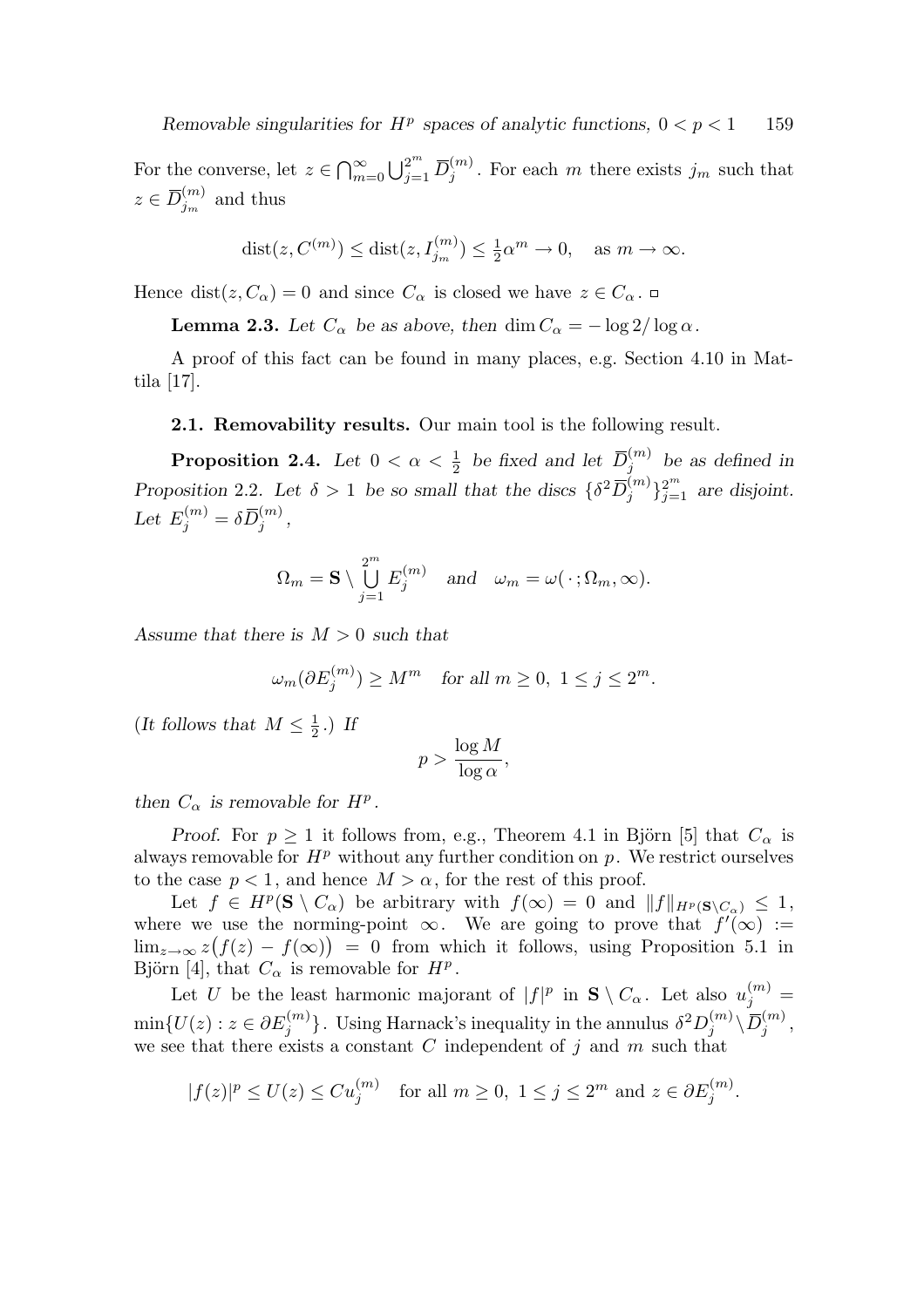For the converse, let $z \in \bigcap_{m=0}^{\infty} \bigcup_{j=1}^{2^m} \overline{D}_j^{(m)}$. For each $m$ there exists $j_m$ such that $z \in \overline{D}_{j_m}^{(m)}$ and thus

$$\operatorname{dist}(z, C^{(m)}) \leq \operatorname{dist}(z, I_{j_m}^{(m)}) \leq \tfrac{1}{2}\alpha^m \to 0, \quad \text{as } m \to \infty.$$

Hence $\operatorname{dist}(z, C_\alpha) = 0$ and since $C_\alpha$ is closed we have $z \in C_\alpha$. □

**Lemma 2.3.** *Let $C_\alpha$ be as above, then $\dim C_\alpha = -\log 2/\log \alpha$.*

A proof of this fact can be found in many places, e.g. Section 4.10 in Mattila [17].

**2.1. Removability results.** Our main tool is the following result.

**Proposition 2.4.** *Let $0 < \alpha < \frac{1}{2}$ be fixed and let $\overline{D}_j^{(m)}$ be as defined in Proposition 2.2. Let $\delta > 1$ be so small that the discs $\{\delta^2 \overline{D}_j^{(m)}\}_{j=1}^{2^m}$ are disjoint. Let $E_j^{(m)} = \delta \overline{D}_j^{(m)}$,*

$$\Omega_m = \mathbf{S} \setminus \bigcup_{j=1}^{2^m} E_j^{(m)} \quad \textit{and} \quad \omega_m = \omega(\,\cdot\,; \Omega_m, \infty).$$

*Assume that there is $M > 0$ such that*

$$\omega_m(\partial E_j^{(m)}) \geq M^m \quad \textit{for all } m \geq 0,\ 1 \leq j \leq 2^m.$$

*(It follows that $M \leq \frac{1}{2}$.) If*

$$p > \frac{\log M}{\log \alpha},$$

*then $C_\alpha$ is removable for $H^p$.*

*Proof.* For $p \geq 1$ it follows from, e.g., Theorem 4.1 in Björn [5] that $C_\alpha$ is always removable for $H^p$ without any further condition on $p$. We restrict ourselves to the case $p < 1$, and hence $M > \alpha$, for the rest of this proof.

Let $f \in H^p(\mathbf{S} \setminus C_\alpha)$ be arbitrary with $f(\infty) = 0$ and $\|f\|_{H^p(\mathbf{S}\setminus C_\alpha)} \leq 1$, where we use the norming-point $\infty$. We are going to prove that $f'(\infty) := \lim_{z\to\infty} z\big(f(z) - f(\infty)\big) = 0$ from which it follows, using Proposition 5.1 in Björn [4], that $C_\alpha$ is removable for $H^p$.

Let $U$ be the least harmonic majorant of $|f|^p$ in $\mathbf{S} \setminus C_\alpha$. Let also $u_j^{(m)} = \min\{U(z) : z \in \partial E_j^{(m)}\}$. Using Harnack's inequality in the annulus $\delta^2 D_j^{(m)} \setminus \overline{D}_j^{(m)}$, we see that there exists a constant $C$ independent of $j$ and $m$ such that

$$|f(z)|^p \leq U(z) \leq C u_j^{(m)} \quad \text{for all } m \geq 0,\ 1 \leq j \leq 2^m \text{ and } z \in \partial E_j^{(m)}.$$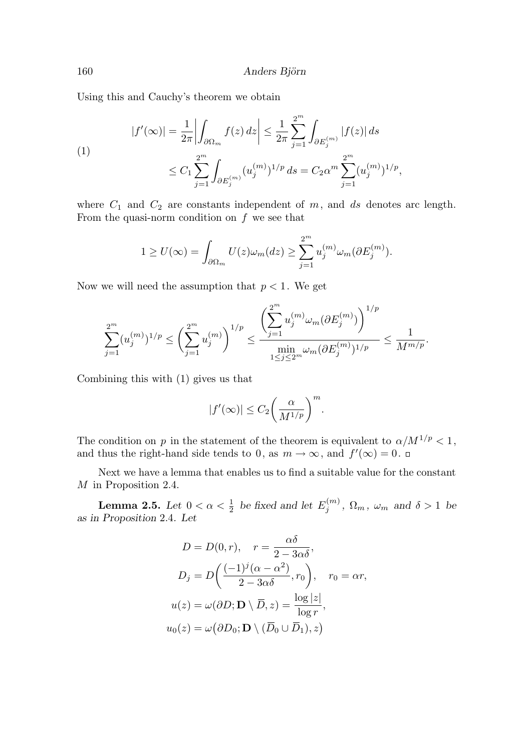Using this and Cauchy's theorem we obtain

$$
\begin{aligned}
|f'(\infty)| &= \frac{1}{2\pi}\left|\int_{\partial\Omega_m} f(z)\,dz\right| \le \frac{1}{2\pi}\sum_{j=1}^{2^m}\int_{\partial E_j^{(m)}} |f(z)|\,ds \\
&\le C_1 \sum_{j=1}^{2^m}\int_{\partial E_j^{(m)}} (u_j^{(m)})^{1/p}\,ds = C_2\alpha^m \sum_{j=1}^{2^m}(u_j^{(m)})^{1/p},
\end{aligned}
\tag{1}
$$

where $C_1$ and $C_2$ are constants independent of $m$, and $ds$ denotes arc length. From the quasi-norm condition on $f$ we see that

$$
1 \ge U(\infty) = \int_{\partial\Omega_m} U(z)\omega_m(dz) \ge \sum_{j=1}^{2^m} u_j^{(m)}\omega_m(\partial E_j^{(m)}).
$$

Now we will need the assumption that $p<1$. We get

$$
\sum_{j=1}^{2^m}(u_j^{(m)})^{1/p} \le \left(\sum_{j=1}^{2^m} u_j^{(m)}\right)^{1/p} \le \frac{\left(\displaystyle\sum_{j=1}^{2^m} u_j^{(m)}\omega_m(\partial E_j^{(m)})\right)^{1/p}}{\displaystyle\min_{1\le j\le 2^m}\omega_m(\partial E_j^{(m)})^{1/p}} \le \frac{1}{M^{m/p}}.
$$

Combining this with (1) gives us that

$$
|f'(\infty)| \le C_2\left(\frac{\alpha}{M^{1/p}}\right)^m.
$$

The condition on $p$ in the statement of the theorem is equivalent to $\alpha/M^{1/p}<1$, and thus the right-hand side tends to 0, as $m\to\infty$, and $f'(\infty)=0$. ▫

Next we have a lemma that enables us to find a suitable value for the constant $M$ in Proposition 2.4.

**Lemma 2.5.** *Let $0<\alpha<\frac{1}{2}$ be fixed and let $E_j^{(m)}$, $\Omega_m$, $\omega_m$ and $\delta>1$ be as in Proposition 2.4. Let*

$$
\begin{aligned}
D &= D(0,r), \quad r = \frac{\alpha\delta}{2-3\alpha\delta}, \\
D_j &= D\left(\frac{(-1)^j(\alpha-\alpha^2)}{2-3\alpha\delta}, r_0\right), \quad r_0 = \alpha r, \\
u(z) &= \omega(\partial D; \mathbf{D}\setminus \overline{D}, z) = \frac{\log|z|}{\log r}, \\
u_0(z) &= \omega\big(\partial D_0; \mathbf{D}\setminus(\overline{D}_0\cup\overline{D}_1), z\big)
\end{aligned}
$$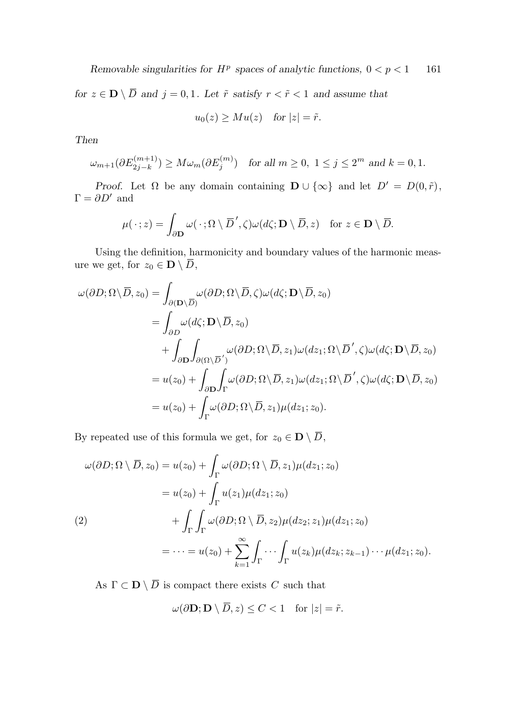*for* $z \in \mathbf{D} \setminus \overline{D}$ *and* $j = 0, 1$*. Let* $\tilde{r}$ *satisfy* $r < \tilde{r} < 1$ *and assume that*

$$u_0(z) \geq M u(z) \quad \text{for } |z| = \tilde{r}.$$

*Then*

$$\omega_{m+1}(\partial E^{(m+1)}_{2j-k}) \geq M \omega_m(\partial E^{(m)}_j) \quad \text{for all } m \geq 0,\ 1 \leq j \leq 2^m \text{ and } k = 0, 1.$$

*Proof.* Let $\Omega$ be any domain containing $\mathbf{D} \cup \{\infty\}$ and let $D' = D(0, \tilde{r})$, $\Gamma = \partial D'$ and

$$\mu(\,\cdot\,; z) = \int_{\partial \mathbf{D}} \omega(\,\cdot\,; \Omega \setminus \overline{D}', \zeta) \omega(d\zeta; \mathbf{D} \setminus \overline{D}, z) \quad \text{for } z \in \mathbf{D} \setminus \overline{D}.$$

Using the definition, harmonicity and boundary values of the harmonic measure we get, for $z_0 \in \mathbf{D} \setminus \overline{D}$,

$$\begin{aligned}
\omega(\partial D; \Omega \setminus \overline{D}, z_0) &= \int_{\partial(\mathbf{D} \setminus \overline{D})} \omega(\partial D; \Omega \setminus \overline{D}, \zeta) \omega(d\zeta; \mathbf{D} \setminus \overline{D}, z_0) \\
&= \int_{\partial D} \omega(d\zeta; \mathbf{D} \setminus \overline{D}, z_0) \\
&\quad + \int_{\partial \mathbf{D}} \int_{\partial(\Omega \setminus \overline{D}')} \omega(\partial D; \Omega \setminus \overline{D}, z_1) \omega(dz_1; \Omega \setminus \overline{D}', \zeta) \omega(d\zeta; \mathbf{D} \setminus \overline{D}, z_0) \\
&= u(z_0) + \int_{\partial \mathbf{D}} \int_{\Gamma} \omega(\partial D; \Omega \setminus \overline{D}, z_1) \omega(dz_1; \Omega \setminus \overline{D}', \zeta) \omega(d\zeta; \mathbf{D} \setminus \overline{D}, z_0) \\
&= u(z_0) + \int_{\Gamma} \omega(\partial D; \Omega \setminus \overline{D}, z_1) \mu(dz_1; z_0).
\end{aligned}$$

By repeated use of this formula we get, for $z_0 \in \mathbf{D} \setminus \overline{D}$,

$$\begin{aligned}
\omega(\partial D; \Omega \setminus \overline{D}, z_0) &= u(z_0) + \int_{\Gamma} \omega(\partial D; \Omega \setminus \overline{D}, z_1) \mu(dz_1; z_0) \\
&= u(z_0) + \int_{\Gamma} u(z_1) \mu(dz_1; z_0) \\
&\quad + \int_{\Gamma} \int_{\Gamma} \omega(\partial D; \Omega \setminus \overline{D}, z_2) \mu(dz_2; z_1) \mu(dz_1; z_0) \\
&= \cdots = u(z_0) + \sum_{k=1}^{\infty} \int_{\Gamma} \cdots \int_{\Gamma} u(z_k) \mu(dz_k; z_{k-1}) \cdots \mu(dz_1; z_0).
\end{aligned} \tag{2}$$

As $\Gamma \subset \mathbf{D} \setminus \overline{D}$ is compact there exists $C$ such that

$$\omega(\partial \mathbf{D}; \mathbf{D} \setminus \overline{D}, z) \leq C < 1 \quad \text{for } |z| = \tilde{r}.$$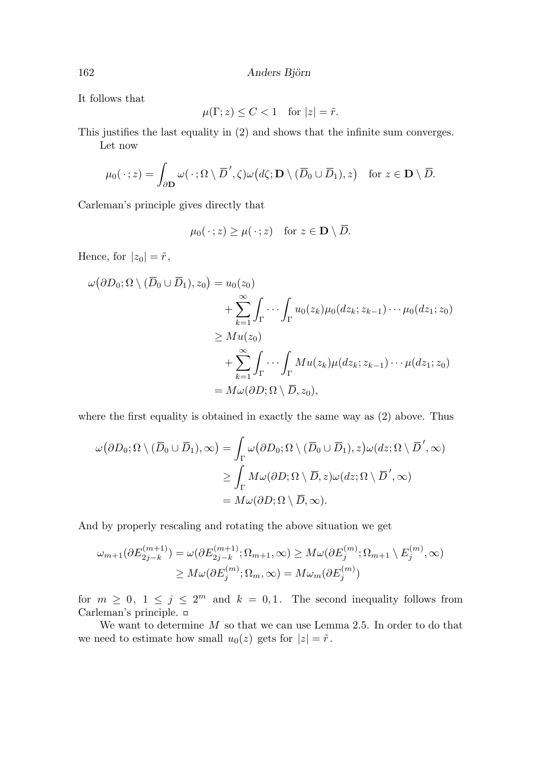It follows that

$$\mu(\Gamma; z) \le C < 1 \quad \text{for } |z| = \tilde{r}.$$

This justifies the last equality in (2) and shows that the infinite sum converges.

Let now

$$\mu_0(\,\cdot\,; z) = \int_{\partial \mathbf{D}} \omega(\,\cdot\,; \Omega \setminus \overline{D}', \zeta)\omega\big(d\zeta; \mathbf{D} \setminus (\overline{D}_0 \cup \overline{D}_1), z\big) \quad \text{for } z \in \mathbf{D} \setminus \overline{D}.$$

Carleman's principle gives directly that

$$\mu_0(\,\cdot\,; z) \ge \mu(\,\cdot\,; z) \quad \text{for } z \in \mathbf{D} \setminus \overline{D}.$$

Hence, for $|z_0| = \tilde{r}$,

$$\begin{aligned}
\omega\big(\partial D_0; \Omega \setminus (\overline{D}_0 \cup \overline{D}_1), z_0\big) &= u_0(z_0) \\
&\quad + \sum_{k=1}^{\infty} \int_\Gamma \cdots \int_\Gamma u_0(z_k)\mu_0(dz_k; z_{k-1}) \cdots \mu_0(dz_1; z_0) \\
&\ge Mu(z_0) \\
&\quad + \sum_{k=1}^{\infty} \int_\Gamma \cdots \int_\Gamma Mu(z_k)\mu(dz_k; z_{k-1}) \cdots \mu(dz_1; z_0) \\
&= M\omega(\partial D; \Omega \setminus \overline{D}, z_0),
\end{aligned}$$

where the first equality is obtained in exactly the same way as (2) above. Thus

$$\begin{aligned}
\omega\big(\partial D_0; \Omega \setminus (\overline{D}_0 \cup \overline{D}_1), \infty\big) &= \int_\Gamma \omega\big(\partial D_0; \Omega \setminus (\overline{D}_0 \cup \overline{D}_1), z\big)\omega(dz; \Omega \setminus \overline{D}', \infty) \\
&\ge \int_\Gamma M\omega(\partial D; \Omega \setminus \overline{D}, z)\omega(dz; \Omega \setminus \overline{D}', \infty) \\
&= M\omega(\partial D; \Omega \setminus \overline{D}, \infty).
\end{aligned}$$

And by properly rescaling and rotating the above situation we get

$$\begin{aligned}
\omega_{m+1}(\partial E^{(m+1)}_{2j-k}) = \omega(\partial E^{(m+1)}_{2j-k}; \Omega_{m+1}, \infty) &\ge M\omega(\partial E^{(m)}_j; \Omega_{m+1} \setminus E^{(m)}_j, \infty) \\
&\ge M\omega(\partial E^{(m)}_j; \Omega_m, \infty) = M\omega_m(\partial E^{(m)}_j)
\end{aligned}$$

for $m \ge 0$, $1 \le j \le 2^m$ and $k = 0, 1$. The second inequality follows from Carleman's principle. ▫

We want to determine $M$ so that we can use Lemma 2.5. In order to do that we need to estimate how small $u_0(z)$ gets for $|z| = \tilde{r}$.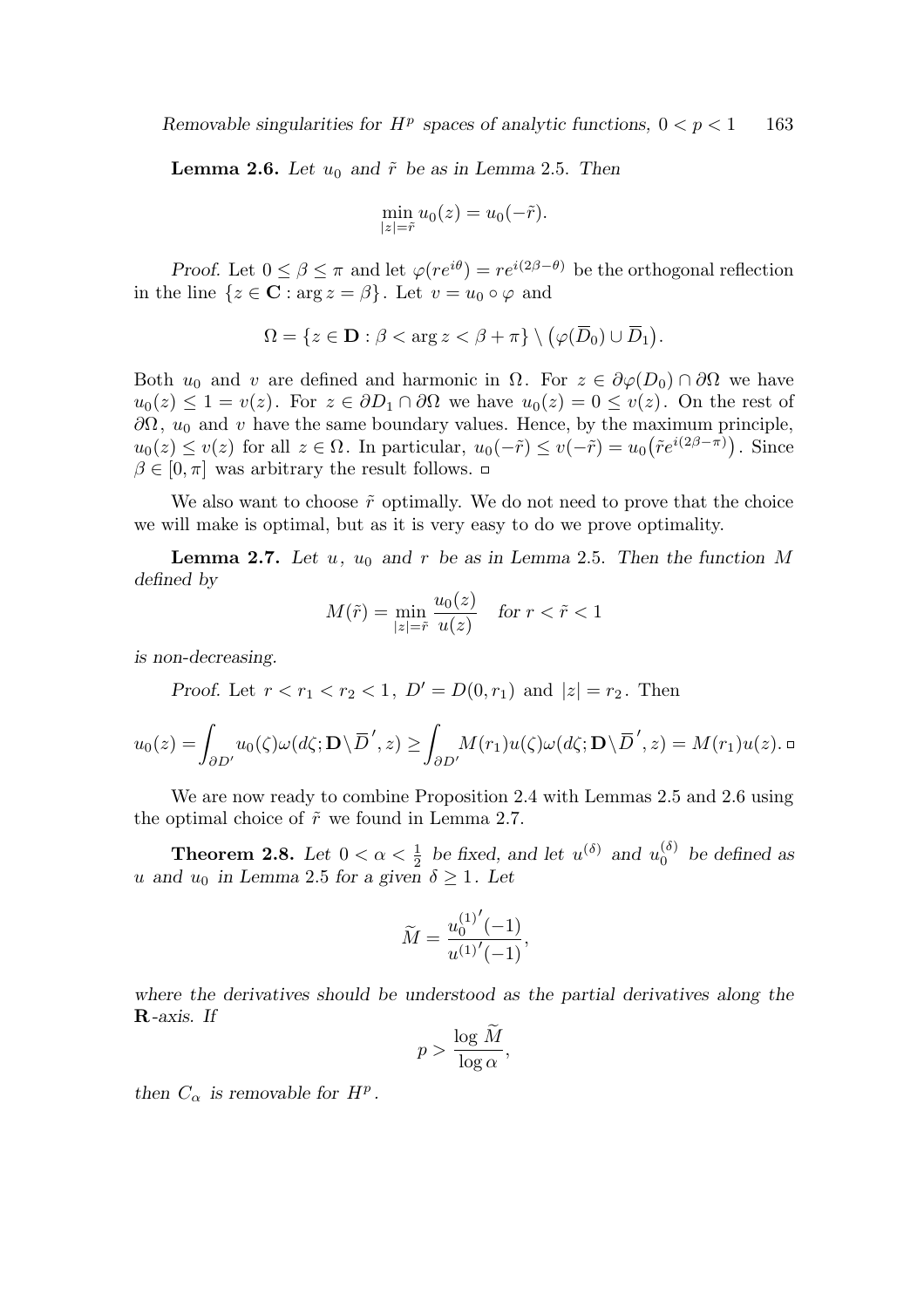**Lemma 2.6.** *Let $u_0$ and $\tilde{r}$ be as in Lemma* 2.5. *Then*

$$\min_{|z|=\tilde{r}} u_0(z) = u_0(-\tilde{r}).$$

*Proof.* Let $0 \le \beta \le \pi$ and let $\varphi(re^{i\theta}) = re^{i(2\beta-\theta)}$ be the orthogonal reflection in the line $\{z \in \mathbf{C} : \arg z = \beta\}$. Let $v = u_0 \circ \varphi$ and

$$\Omega = \{z \in \mathbf{D} : \beta < \arg z < \beta + \pi\} \setminus \big(\varphi(\overline{D}_0) \cup \overline{D}_1\big).$$

Both $u_0$ and $v$ are defined and harmonic in $\Omega$. For $z \in \partial\varphi(D_0) \cap \partial\Omega$ we have $u_0(z) \le 1 = v(z)$. For $z \in \partial D_1 \cap \partial\Omega$ we have $u_0(z) = 0 \le v(z)$. On the rest of $\partial\Omega$, $u_0$ and $v$ have the same boundary values. Hence, by the maximum principle, $u_0(z) \le v(z)$ for all $z \in \Omega$. In particular, $u_0(-\tilde{r}) \le v(-\tilde{r}) = u_0\big(\tilde{r}e^{i(2\beta-\pi)}\big)$. Since $\beta \in [0,\pi]$ was arbitrary the result follows. □

We also want to choose $\tilde{r}$ optimally. We do not need to prove that the choice we will make is optimal, but as it is very easy to do we prove optimality.

**Lemma 2.7.** *Let $u$, $u_0$ and $r$ be as in Lemma* 2.5. *Then the function $M$ defined by*

$$M(\tilde{r}) = \min_{|z|=\tilde{r}} \frac{u_0(z)}{u(z)} \quad \text{for } r < \tilde{r} < 1$$

*is non-decreasing.*

*Proof.* Let $r < r_1 < r_2 < 1$, $D' = D(0, r_1)$ and $|z| = r_2$. Then

$$u_0(z) = \int_{\partial D'} u_0(\zeta)\omega(d\zeta; \mathbf{D}\setminus\overline{D}', z) \ge \int_{\partial D'} M(r_1)u(\zeta)\omega(d\zeta; \mathbf{D}\setminus\overline{D}', z) = M(r_1)u(z). \ □$$

We are now ready to combine Proposition 2.4 with Lemmas 2.5 and 2.6 using the optimal choice of $\tilde{r}$ we found in Lemma 2.7.

**Theorem 2.8.** *Let $0 < \alpha < \frac{1}{2}$ be fixed, and let $u^{(\delta)}$ and $u_0^{(\delta)}$ be defined as $u$ and $u_0$ in Lemma* 2.5 *for a given $\delta \ge 1$. Let*

$$\widetilde{M} = \frac{{u_0^{(1)}}'(-1)}{{u^{(1)}}'(-1)},$$

*where the derivatives should be understood as the partial derivatives along the $\mathbf{R}$-axis. If*

$$p > \frac{\log \widetilde{M}}{\log \alpha},$$

*then $C_\alpha$ is removable for $H^p$.*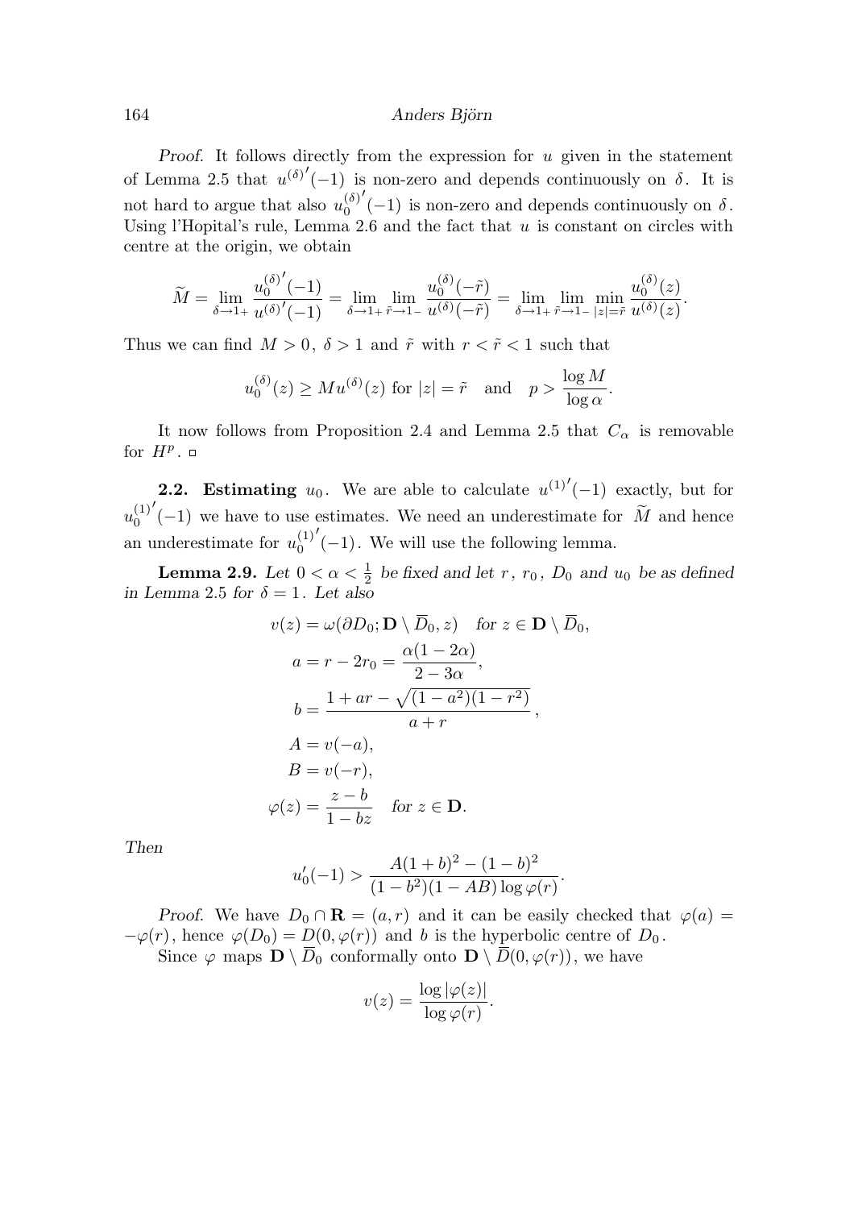*Proof.* It follows directly from the expression for $u$ given in the statement of Lemma 2.5 that ${u^{(\delta)}}'(-1)$ is non-zero and depends continuously on $\delta$. It is not hard to argue that also ${u_0^{(\delta)}}'(-1)$ is non-zero and depends continuously on $\delta$. Using l'Hopital's rule, Lemma 2.6 and the fact that $u$ is constant on circles with centre at the origin, we obtain

$$\widetilde{M} = \lim_{\delta \to 1+} \frac{{u_0^{(\delta)}}'(-1)}{{u^{(\delta)}}'(-1)} = \lim_{\delta \to 1+} \lim_{\tilde{r} \to 1-} \frac{u_0^{(\delta)}(-\tilde{r})}{u^{(\delta)}(-\tilde{r})} = \lim_{\delta \to 1+} \lim_{\tilde{r} \to 1-} \min_{|z|=\tilde{r}} \frac{u_0^{(\delta)}(z)}{u^{(\delta)}(z)}.$$

Thus we can find $M > 0$, $\delta > 1$ and $\tilde{r}$ with $r < \tilde{r} < 1$ such that

$$u_0^{(\delta)}(z) \geq M u^{(\delta)}(z) \text{ for } |z| = \tilde{r} \quad \text{and} \quad p > \frac{\log M}{\log \alpha}.$$

It now follows from Proposition 2.4 and Lemma 2.5 that $C_\alpha$ is removable for $H^p$. □

**2.2. Estimating** $u_0$. We are able to calculate ${u^{(1)}}'(-1)$ exactly, but for ${u_0^{(1)}}'(-1)$ we have to use estimates. We need an underestimate for $\widetilde{M}$ and hence an underestimate for ${u_0^{(1)}}'(-1)$. We will use the following lemma.

**Lemma 2.9.** *Let $0 < \alpha < \frac{1}{2}$ be fixed and let $r$, $r_0$, $D_0$ and $u_0$ be as defined in Lemma 2.5 for $\delta = 1$. Let also*

$$\begin{aligned}
v(z) &= \omega(\partial D_0; \mathbf{D} \setminus \overline{D}_0, z) \quad \text{for } z \in \mathbf{D} \setminus \overline{D}_0, \\
a &= r - 2r_0 = \frac{\alpha(1-2\alpha)}{2-3\alpha}, \\
b &= \frac{1 + ar - \sqrt{(1-a^2)(1-r^2)}}{a+r}, \\
A &= v(-a), \\
B &= v(-r), \\
\varphi(z) &= \frac{z-b}{1-bz} \quad \text{for } z \in \mathbf{D}.
\end{aligned}$$

*Then*

$$u_0'(-1) > \frac{A(1+b)^2 - (1-b)^2}{(1-b^2)(1-AB)\log \varphi(r)}.$$

*Proof.* We have $D_0 \cap \mathbf{R} = (a, r)$ and it can be easily checked that $\varphi(a) = -\varphi(r)$, hence $\varphi(D_0) = D(0, \varphi(r))$ and $b$ is the hyperbolic centre of $D_0$.

Since $\varphi$ maps $\mathbf{D} \setminus \overline{D}_0$ conformally onto $\mathbf{D} \setminus \overline{D}(0, \varphi(r))$, we have

$$v(z) = \frac{\log |\varphi(z)|}{\log \varphi(r)}.$$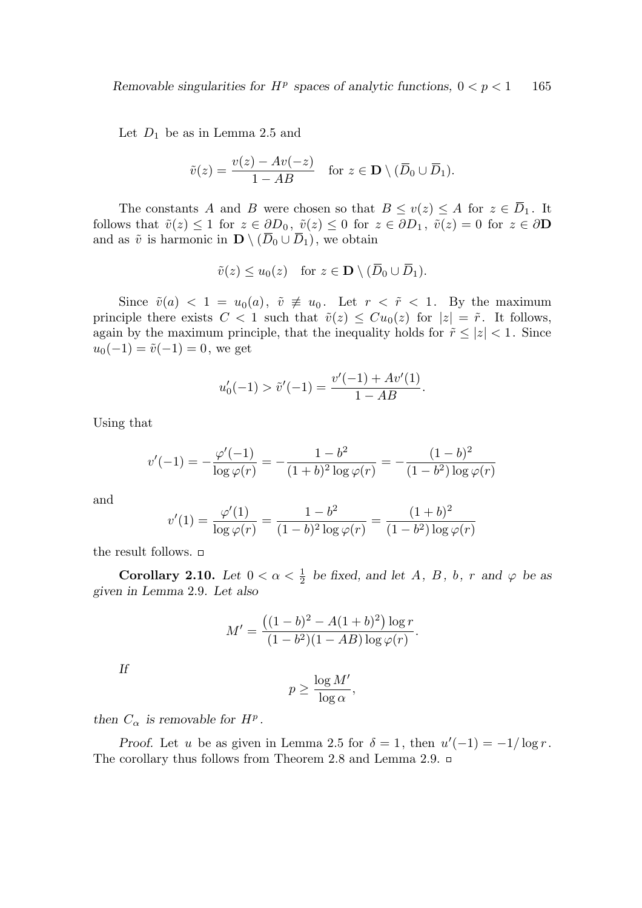Let $D_1$ be as in Lemma 2.5 and

$$\tilde{v}(z) = \frac{v(z) - Av(-z)}{1 - AB} \quad \text{for } z \in \mathbf{D} \setminus (\overline{D}_0 \cup \overline{D}_1).$$

The constants $A$ and $B$ were chosen so that $B \le v(z) \le A$ for $z \in \overline{D}_1$. It follows that $\tilde{v}(z) \le 1$ for $z \in \partial D_0$, $\tilde{v}(z) \le 0$ for $z \in \partial D_1$, $\tilde{v}(z) = 0$ for $z \in \partial \mathbf{D}$ and as $\tilde{v}$ is harmonic in $\mathbf{D} \setminus (\overline{D}_0 \cup \overline{D}_1)$, we obtain

$$\tilde{v}(z) \le u_0(z) \quad \text{for } z \in \mathbf{D} \setminus (\overline{D}_0 \cup \overline{D}_1).$$

Since $\tilde{v}(a) < 1 = u_0(a)$, $\tilde{v} \not\equiv u_0$. Let $r < \tilde{r} < 1$. By the maximum principle there exists $C < 1$ such that $\tilde{v}(z) \le C u_0(z)$ for $|z| = \tilde{r}$. It follows, again by the maximum principle, that the inequality holds for $\tilde{r} \le |z| < 1$. Since $u_0(-1) = \tilde{v}(-1) = 0$, we get

$$u_0'(-1) > \tilde{v}'(-1) = \frac{v'(-1) + Av'(1)}{1 - AB}.$$

Using that

$$v'(-1) = -\frac{\varphi'(-1)}{\log \varphi(r)} = -\frac{1 - b^2}{(1+b)^2 \log \varphi(r)} = -\frac{(1-b)^2}{(1-b^2) \log \varphi(r)}$$

and

$$v'(1) = \frac{\varphi'(1)}{\log \varphi(r)} = \frac{1 - b^2}{(1-b)^2 \log \varphi(r)} = \frac{(1+b)^2}{(1-b^2) \log \varphi(r)}$$

the result follows. □

**Corollary 2.10.** *Let $0 < \alpha < \frac{1}{2}$ be fixed, and let $A$, $B$, $b$, $r$ and $\varphi$ be as given in Lemma 2.9. Let also*

$$M' = \frac{\big((1-b)^2 - A(1+b)^2\big) \log r}{(1-b^2)(1-AB) \log \varphi(r)}.$$

*If*

$$p \ge \frac{\log M'}{\log \alpha},$$

*then $C_\alpha$ is removable for $H^p$.*

*Proof.* Let $u$ be as given in Lemma 2.5 for $\delta = 1$, then $u'(-1) = -1/\log r$. The corollary thus follows from Theorem 2.8 and Lemma 2.9. □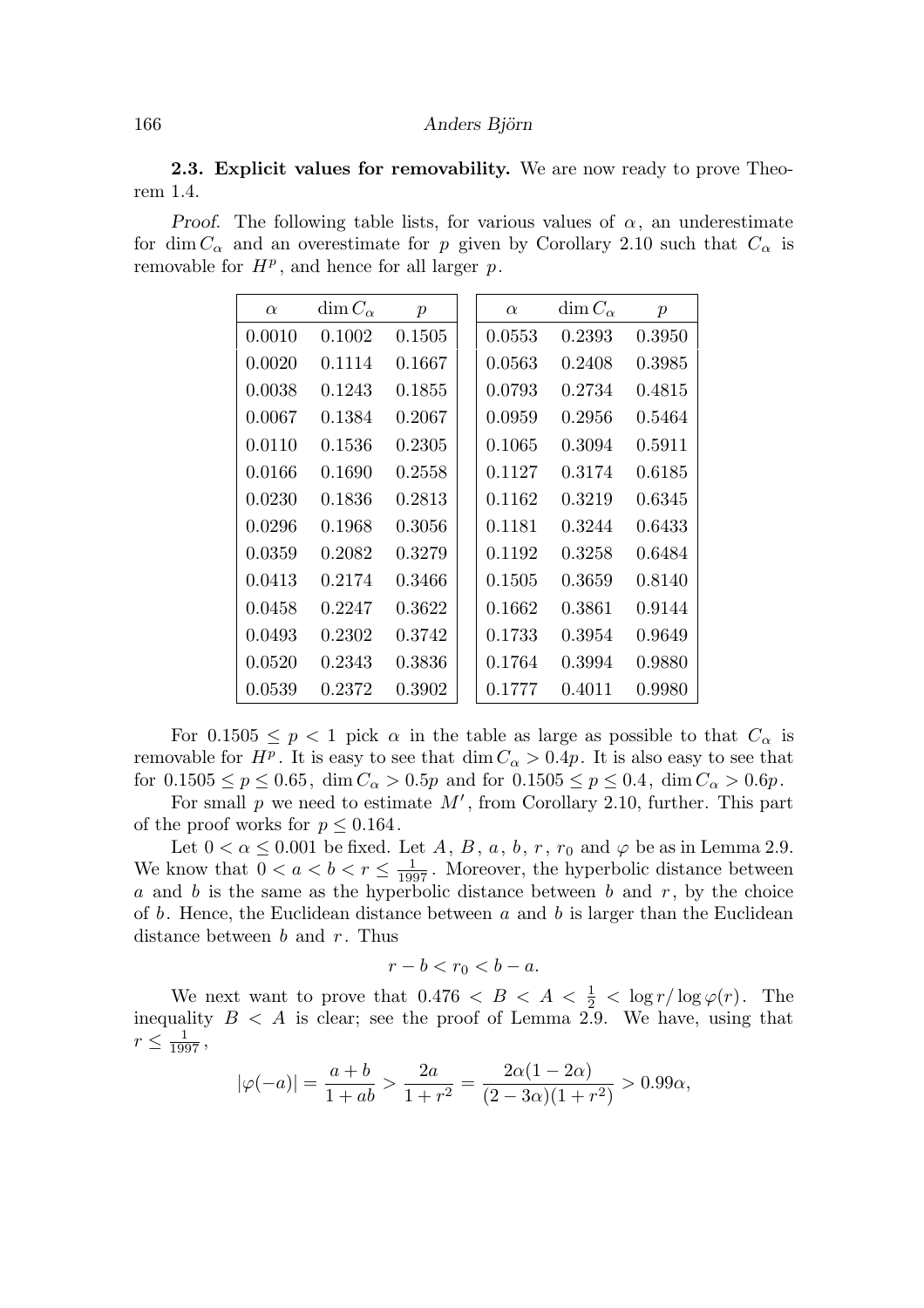**2.3. Explicit values for removability.** We are now ready to prove Theorem 1.4.

*Proof.* The following table lists, for various values of $\alpha$, an underestimate for $\dim C_\alpha$ and an overestimate for $p$ given by Corollary 2.10 such that $C_\alpha$ is removable for $H^p$, and hence for all larger $p$.

| $\alpha$ | $\dim C_\alpha$ | $p$ | $\alpha$ | $\dim C_\alpha$ | $p$ |
|---|---|---|---|---|---|
| 0.0010 | 0.1002 | 0.1505 | 0.0553 | 0.2393 | 0.3950 |
| 0.0020 | 0.1114 | 0.1667 | 0.0563 | 0.2408 | 0.3985 |
| 0.0038 | 0.1243 | 0.1855 | 0.0793 | 0.2734 | 0.4815 |
| 0.0067 | 0.1384 | 0.2067 | 0.0959 | 0.2956 | 0.5464 |
| 0.0110 | 0.1536 | 0.2305 | 0.1065 | 0.3094 | 0.5911 |
| 0.0166 | 0.1690 | 0.2558 | 0.1127 | 0.3174 | 0.6185 |
| 0.0230 | 0.1836 | 0.2813 | 0.1162 | 0.3219 | 0.6345 |
| 0.0296 | 0.1968 | 0.3056 | 0.1181 | 0.3244 | 0.6433 |
| 0.0359 | 0.2082 | 0.3279 | 0.1192 | 0.3258 | 0.6484 |
| 0.0413 | 0.2174 | 0.3466 | 0.1505 | 0.3659 | 0.8140 |
| 0.0458 | 0.2247 | 0.3622 | 0.1662 | 0.3861 | 0.9144 |
| 0.0493 | 0.2302 | 0.3742 | 0.1733 | 0.3954 | 0.9649 |
| 0.0520 | 0.2343 | 0.3836 | 0.1764 | 0.3994 | 0.9880 |
| 0.0539 | 0.2372 | 0.3902 | 0.1777 | 0.4011 | 0.9980 |

For $0.1505 \le p < 1$ pick $\alpha$ in the table as large as possible to that $C_\alpha$ is removable for $H^p$. It is easy to see that $\dim C_\alpha > 0.4p$. It is also easy to see that for $0.1505 \le p \le 0.65$, $\dim C_\alpha > 0.5p$ and for $0.1505 \le p \le 0.4$, $\dim C_\alpha > 0.6p$.

For small $p$ we need to estimate $M'$, from Corollary 2.10, further. This part of the proof works for $p \le 0.164$.

Let $0 < \alpha \le 0.001$ be fixed. Let $A$, $B$, $a$, $b$, $r$, $r_0$ and $\varphi$ be as in Lemma 2.9. We know that $0 < a < b < r \le \frac{1}{1997}$. Moreover, the hyperbolic distance between $a$ and $b$ is the same as the hyperbolic distance between $b$ and $r$, by the choice of $b$. Hence, the Euclidean distance between $a$ and $b$ is larger than the Euclidean distance between $b$ and $r$. Thus

$$r - b < r_0 < b - a.$$

We next want to prove that $0.476 < B < A < \frac{1}{2} < \log r / \log \varphi(r)$. The inequality $B < A$ is clear; see the proof of Lemma 2.9. We have, using that $r \le \frac{1}{1997}$,

$$|\varphi(-a)| = \frac{a+b}{1+ab} > \frac{2a}{1+r^2} = \frac{2\alpha(1-2\alpha)}{(2-3\alpha)(1+r^2)} > 0.99\alpha,$$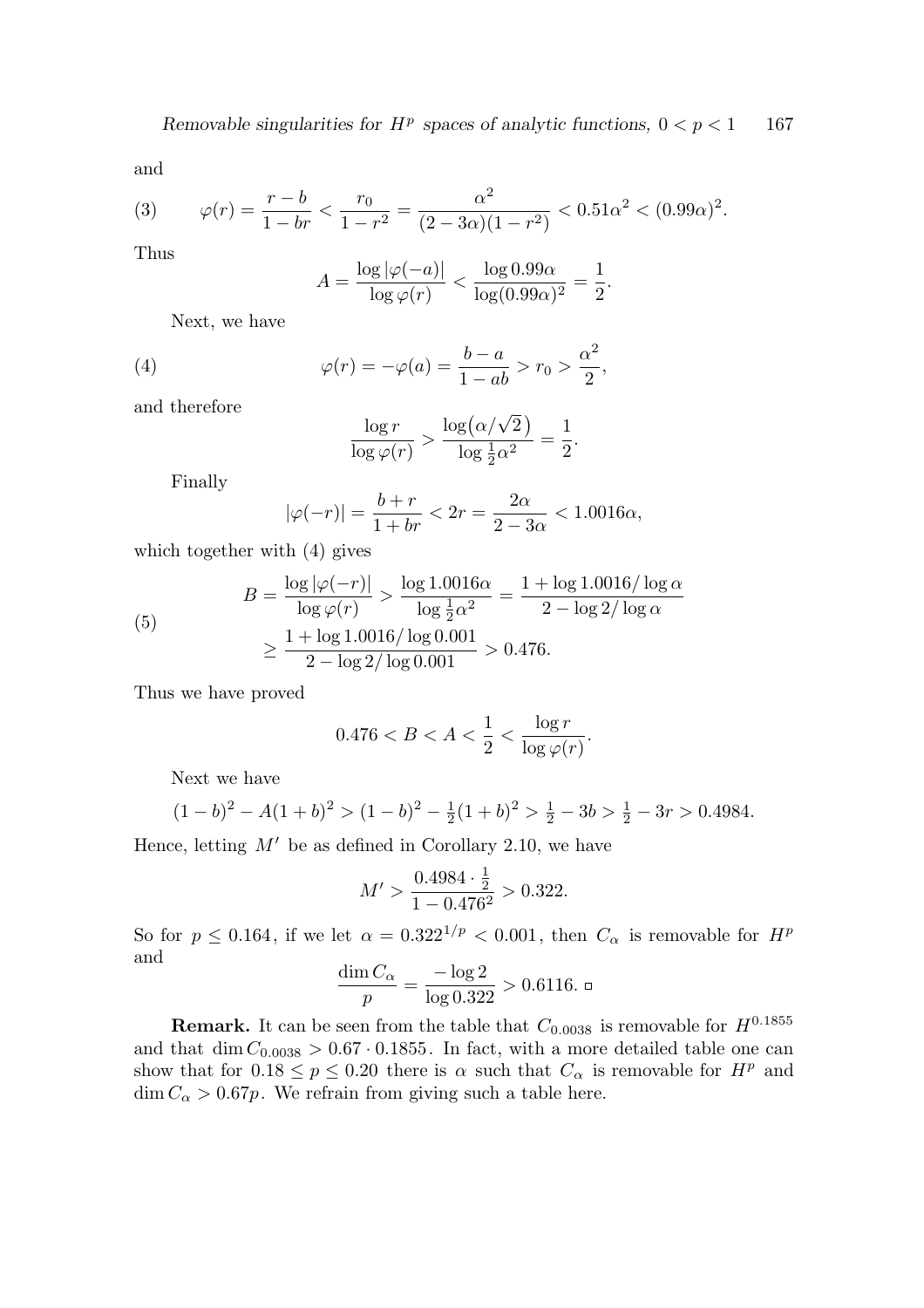and

$$\varphi(r) = \frac{r-b}{1-br} < \frac{r_0}{1-r^2} = \frac{\alpha^2}{(2-3\alpha)(1-r^2)} < 0.51\alpha^2 < (0.99\alpha)^2. \tag{3}$$

Thus

$$A = \frac{\log|\varphi(-a)|}{\log \varphi(r)} < \frac{\log 0.99\alpha}{\log(0.99\alpha)^2} = \frac{1}{2}.$$

Next, we have

$$\varphi(r) = -\varphi(a) = \frac{b-a}{1-ab} > r_0 > \frac{\alpha^2}{2}, \tag{4}$$

and therefore

$$\frac{\log r}{\log \varphi(r)} > \frac{\log\bigl(\alpha/\sqrt{2}\bigr)}{\log \frac{1}{2}\alpha^2} = \frac{1}{2}.$$

Finally

$$|\varphi(-r)| = \frac{b+r}{1+br} < 2r = \frac{2\alpha}{2-3\alpha} < 1.0016\alpha,$$

which together with (4) gives

$$\begin{aligned} B = \frac{\log|\varphi(-r)|}{\log \varphi(r)} &> \frac{\log 1.0016\alpha}{\log \frac{1}{2}\alpha^2} = \frac{1+\log 1.0016/\log\alpha}{2-\log 2/\log\alpha} \\ &\geq \frac{1+\log 1.0016/\log 0.001}{2-\log 2/\log 0.001} > 0.476. \end{aligned} \tag{5}$$

Thus we have proved

$$0.476 < B < A < \frac{1}{2} < \frac{\log r}{\log \varphi(r)}.$$

Next we have

$$(1-b)^2 - A(1+b)^2 > (1-b)^2 - \tfrac{1}{2}(1+b)^2 > \tfrac{1}{2} - 3b > \tfrac{1}{2} - 3r > 0.4984.$$

Hence, letting $M'$ be as defined in Corollary 2.10, we have

$$M' > \frac{0.4984 \cdot \frac{1}{2}}{1-0.476^2} > 0.322.$$

So for $p \leq 0.164$, if we let $\alpha = 0.322^{1/p} < 0.001$, then $C_\alpha$ is removable for $H^p$ and

$$\frac{\dim C_\alpha}{p} = \frac{-\log 2}{\log 0.322} > 0.6116. \quad \square$$

**Remark.** It can be seen from the table that $C_{0.0038}$ is removable for $H^{0.1855}$ and that $\dim C_{0.0038} > 0.67 \cdot 0.1855$. In fact, with a more detailed table one can show that for $0.18 \leq p \leq 0.20$ there is $\alpha$ such that $C_\alpha$ is removable for $H^p$ and $\dim C_\alpha > 0.67p$. We refrain from giving such a table here.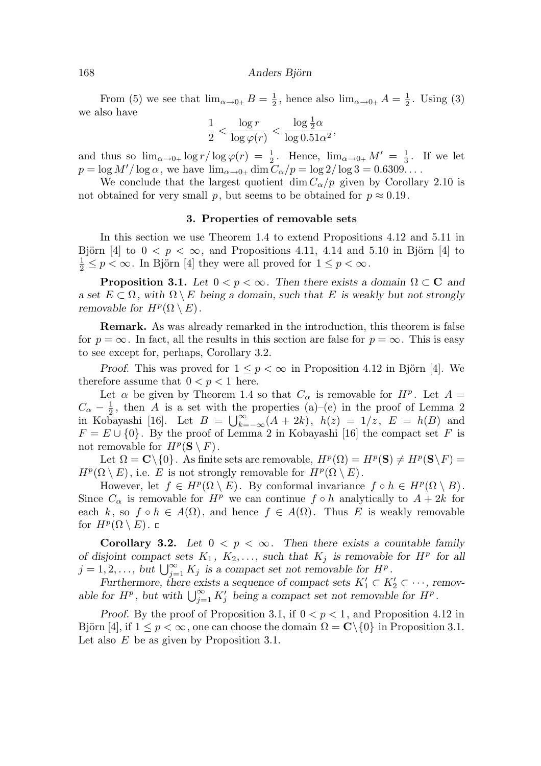From (5) we see that $\lim_{\alpha\to 0+} B = \frac{1}{2}$, hence also $\lim_{\alpha\to 0+} A = \frac{1}{2}$. Using (3) we also have

$$\frac{1}{2} < \frac{\log r}{\log \varphi(r)} < \frac{\log \frac{1}{2}\alpha}{\log 0.51\alpha^2},$$

and thus so $\lim_{\alpha\to 0+} \log r/\log\varphi(r) = \frac{1}{2}$. Hence, $\lim_{\alpha\to 0+} M' = \frac{1}{3}$. If we let $p = \log M'/\log\alpha$, we have $\lim_{\alpha\to 0+} \dim C_\alpha/p = \log 2/\log 3 = 0.6309\ldots$.

We conclude that the largest quotient $\dim C_\alpha/p$ given by Corollary 2.10 is not obtained for very small $p$, but seems to be obtained for $p \approx 0.19$.

## 3. Properties of removable sets

In this section we use Theorem 1.4 to extend Propositions 4.12 and 5.11 in Björn [4] to $0 < p < \infty$, and Propositions 4.11, 4.14 and 5.10 in Björn [4] to $\frac{1}{2} \le p < \infty$. In Björn [4] they were all proved for $1 \le p < \infty$.

**Proposition 3.1.** *Let $0 < p < \infty$. Then there exists a domain $\Omega \subset \mathbf{C}$ and a set $E \subset \Omega$, with $\Omega \setminus E$ being a domain, such that $E$ is weakly but not strongly removable for $H^p(\Omega\setminus E)$.*

**Remark.** As was already remarked in the introduction, this theorem is false for $p = \infty$. In fact, all the results in this section are false for $p = \infty$. This is easy to see except for, perhaps, Corollary 3.2.

*Proof.* This was proved for $1 \le p < \infty$ in Proposition 4.12 in Björn [4]. We therefore assume that $0 < p < 1$ here.

Let $\alpha$ be given by Theorem 1.4 so that $C_\alpha$ is removable for $H^p$. Let $A = C_\alpha - \frac{1}{2}$, then $A$ is a set with the properties (a)–(e) in the proof of Lemma 2 in Kobayashi [16]. Let $B = \bigcup_{k=-\infty}^{\infty}(A + 2k)$, $h(z) = 1/z$, $E = h(B)$ and $F = E \cup \{0\}$. By the proof of Lemma 2 in Kobayashi [16] the compact set $F$ is not removable for $H^p(\mathbf{S}\setminus F)$.

Let $\Omega = \mathbf{C}\setminus\{0\}$. As finite sets are removable, $H^p(\Omega) = H^p(\mathbf{S}) \ne H^p(\mathbf{S}\setminus F) = H^p(\Omega\setminus E)$, i.e. $E$ is not strongly removable for $H^p(\Omega\setminus E)$.

However, let $f \in H^p(\Omega\setminus E)$. By conformal invariance $f\circ h \in H^p(\Omega\setminus B)$. Since $C_\alpha$ is removable for $H^p$ we can continue $f\circ h$ analytically to $A + 2k$ for each $k$, so $f\circ h \in A(\Omega)$, and hence $f \in A(\Omega)$. Thus $E$ is weakly removable for $H^p(\Omega\setminus E)$. □

**Corollary 3.2.** *Let $0 < p < \infty$. Then there exists a countable family of disjoint compact sets $K_1, K_2, \ldots$, such that $K_j$ is removable for $H^p$ for all $j = 1, 2, \ldots$, but $\bigcup_{j=1}^{\infty} K_j$ is a compact set not removable for $H^p$.*

*Furthermore, there exists a sequence of compact sets $K_1' \subset K_2' \subset \cdots$, removable for $H^p$, but with $\bigcup_{j=1}^{\infty} K_j'$ being a compact set not removable for $H^p$.*

*Proof.* By the proof of Proposition 3.1, if $0 < p < 1$, and Proposition 4.12 in Björn [4], if $1 \le p < \infty$, one can choose the domain $\Omega = \mathbf{C}\setminus\{0\}$ in Proposition 3.1. Let also $E$ be as given by Proposition 3.1.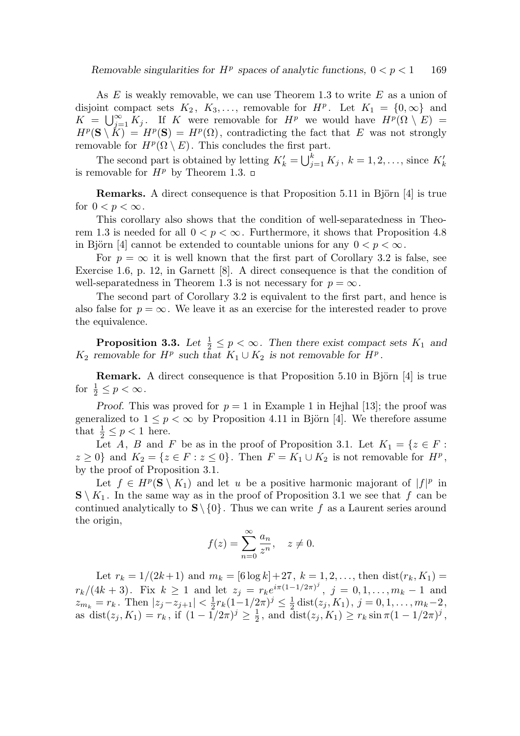As $E$ is weakly removable, we can use Theorem 1.3 to write $E$ as a union of disjoint compact sets $K_2$, $K_3, \dots$, removable for $H^p$. Let $K_1 = \{0, \infty\}$ and $K = \bigcup_{j=1}^{\infty} K_j$. If $K$ were removable for $H^p$ we would have $H^p(\Omega \setminus E) = H^p(\mathbf{S} \setminus K) = H^p(\mathbf{S}) = H^p(\Omega)$, contradicting the fact that $E$ was not strongly removable for $H^p(\Omega \setminus E)$. This concludes the first part.

The second part is obtained by letting $K'_k = \bigcup_{j=1}^{k} K_j$, $k = 1, 2, \dots$, since $K'_k$ is removable for $H^p$ by Theorem 1.3. □

**Remarks.** A direct consequence is that Proposition 5.11 in Björn [4] is true for $0 < p < \infty$.

This corollary also shows that the condition of well-separatedness in Theorem 1.3 is needed for all $0 < p < \infty$. Furthermore, it shows that Proposition 4.8 in Björn [4] cannot be extended to countable unions for any $0 < p < \infty$.

For $p = \infty$ it is well known that the first part of Corollary 3.2 is false, see Exercise 1.6, p. 12, in Garnett [8]. A direct consequence is that the condition of well-separatedness in Theorem 1.3 is not necessary for $p = \infty$.

The second part of Corollary 3.2 is equivalent to the first part, and hence is also false for $p = \infty$. We leave it as an exercise for the interested reader to prove the equivalence.

**Proposition 3.3.** *Let $\frac{1}{2} \le p < \infty$. Then there exist compact sets $K_1$ and $K_2$ removable for $H^p$ such that $K_1 \cup K_2$ is not removable for $H^p$.*

**Remark.** A direct consequence is that Proposition 5.10 in Björn [4] is true for $\frac{1}{2} \le p < \infty$.

*Proof.* This was proved for $p = 1$ in Example 1 in Hejhal [13]; the proof was generalized to $1 \le p < \infty$ by Proposition 4.11 in Björn [4]. We therefore assume that $\frac{1}{2} \le p < 1$ here.

Let $A$, $B$ and $F$ be as in the proof of Proposition 3.1. Let $K_1 = \{z \in F : z \ge 0\}$ and $K_2 = \{z \in F : z \le 0\}$. Then $F = K_1 \cup K_2$ is not removable for $H^p$, by the proof of Proposition 3.1.

Let $f \in H^p(\mathbf{S} \setminus K_1)$ and let $u$ be a positive harmonic majorant of $|f|^p$ in $\mathbf{S} \setminus K_1$. In the same way as in the proof of Proposition 3.1 we see that $f$ can be continued analytically to $\mathbf{S} \setminus \{0\}$. Thus we can write $f$ as a Laurent series around the origin,

$$f(z) = \sum_{n=0}^{\infty} \frac{a_n}{z^n}, \quad z \ne 0.$$

Let $r_k = 1/(2k+1)$ and $m_k = [6 \log k] + 27$, $k = 1, 2, \dots$, then $\operatorname{dist}(r_k, K_1) = r_k/(4k+3)$. Fix $k \ge 1$ and let $z_j = r_k e^{i\pi(1-1/2\pi)^j}$, $j = 0, 1, \dots, m_k - 1$ and $z_{m_k} = r_k$. Then $|z_j - z_{j+1}| < \frac{1}{2} r_k (1 - 1/2\pi)^j \le \frac{1}{2} \operatorname{dist}(z_j, K_1)$, $j = 0, 1, \dots, m_k - 2$, as $\operatorname{dist}(z_j, K_1) = r_k$, if $(1 - 1/2\pi)^j \ge \frac{1}{2}$, and $\operatorname{dist}(z_j, K_1) \ge r_k \sin \pi (1 - 1/2\pi)^j$,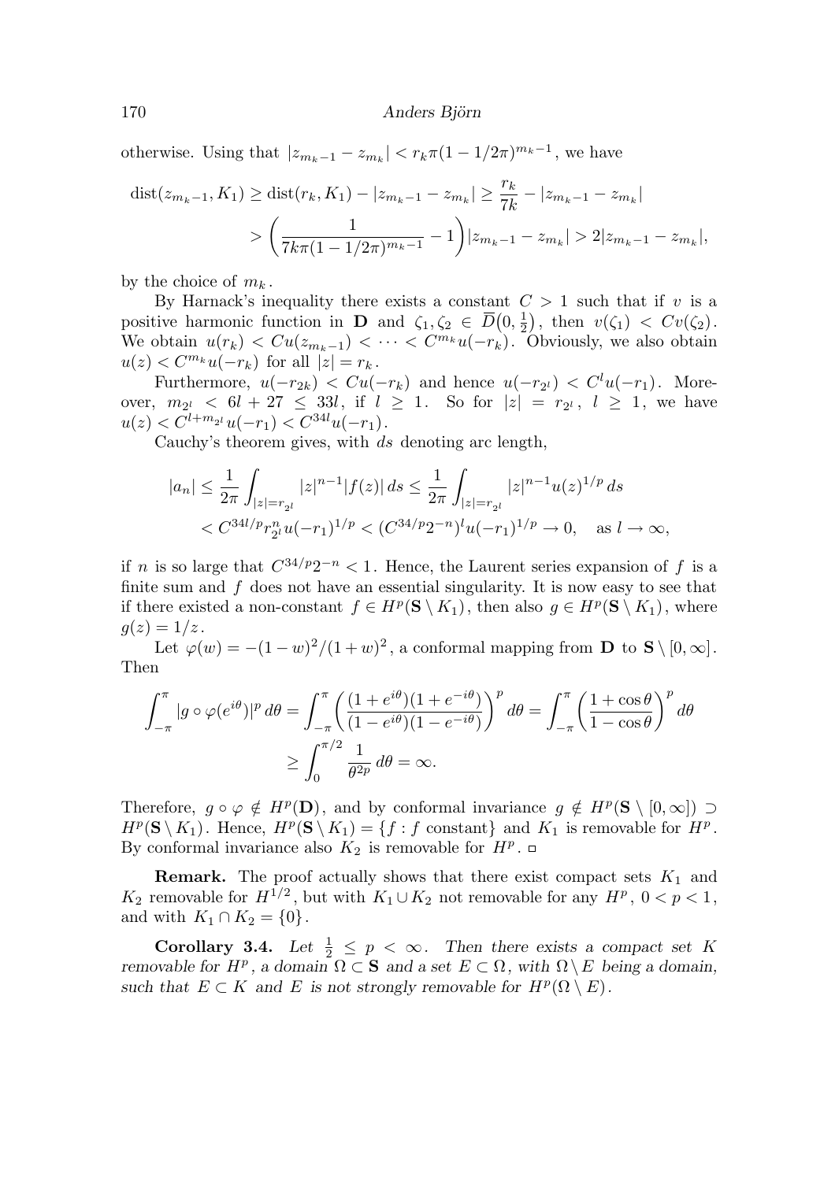otherwise. Using that $|z_{m_k-1} - z_{m_k}| < r_k \pi (1-1/2\pi)^{m_k-1}$, we have

$$\begin{aligned}\operatorname{dist}(z_{m_k-1}, K_1) &\geq \operatorname{dist}(r_k, K_1) - |z_{m_k-1} - z_{m_k}| \geq \frac{r_k}{7k} - |z_{m_k-1} - z_{m_k}| \\ &> \left( \frac{1}{7k\pi(1-1/2\pi)^{m_k-1}} - 1 \right) |z_{m_k-1} - z_{m_k}| > 2|z_{m_k-1} - z_{m_k}|,\end{aligned}$$

by the choice of $m_k$.

By Harnack's inequality there exists a constant $C > 1$ such that if $v$ is a positive harmonic function in $\mathbf{D}$ and $\zeta_1, \zeta_2 \in \overline{D}\big(0, \frac{1}{2}\big)$, then $v(\zeta_1) < C v(\zeta_2)$. We obtain $u(r_k) < C u(z_{m_k-1}) < \cdots < C^{m_k} u(-r_k)$. Obviously, we also obtain $u(z) < C^{m_k} u(-r_k)$ for all $|z| = r_k$.

Furthermore, $u(-r_{2k}) < C u(-r_k)$ and hence $u(-r_{2^l}) < C^l u(-r_1)$. Moreover, $m_{2^l} < 6l + 27 \leq 33l$, if $l \geq 1$. So for $|z| = r_{2^l}$, $l \geq 1$, we have $u(z) < C^{l+m_{2^l}} u(-r_1) < C^{34l} u(-r_1)$.

Cauchy's theorem gives, with $ds$ denoting arc length,

$$\begin{aligned}|a_n| &\leq \frac{1}{2\pi} \int_{|z|=r_{2^l}} |z|^{n-1} |f(z)|\, ds \leq \frac{1}{2\pi} \int_{|z|=r_{2^l}} |z|^{n-1} u(z)^{1/p}\, ds \\ &< C^{34l/p} r_{2^l}^n u(-r_1)^{1/p} < (C^{34/p} 2^{-n})^l u(-r_1)^{1/p} \to 0, \quad \text{as } l \to \infty,\end{aligned}$$

if $n$ is so large that $C^{34/p} 2^{-n} < 1$. Hence, the Laurent series expansion of $f$ is a finite sum and $f$ does not have an essential singularity. It is now easy to see that if there existed a non-constant $f \in H^p(\mathbf{S} \setminus K_1)$, then also $g \in H^p(\mathbf{S} \setminus K_1)$, where $g(z) = 1/z$.

Let $\varphi(w) = -(1-w)^2/(1+w)^2$, a conformal mapping from $\mathbf{D}$ to $\mathbf{S} \setminus [0, \infty]$. Then

$$\begin{aligned}\int_{-\pi}^{\pi} |g \circ \varphi(e^{i\theta})|^p \, d\theta &= \int_{-\pi}^{\pi} \left( \frac{(1+e^{i\theta})(1+e^{-i\theta})}{(1-e^{i\theta})(1-e^{-i\theta})} \right)^p d\theta = \int_{-\pi}^{\pi} \left( \frac{1+\cos\theta}{1-\cos\theta} \right)^p d\theta \\ &\geq \int_0^{\pi/2} \frac{1}{\theta^{2p}} \, d\theta = \infty.\end{aligned}$$

Therefore, $g \circ \varphi \notin H^p(\mathbf{D})$, and by conformal invariance $g \notin H^p(\mathbf{S} \setminus [0, \infty]) \supset H^p(\mathbf{S} \setminus K_1)$. Hence, $H^p(\mathbf{S} \setminus K_1) = \{f : f \text{ constant}\}$ and $K_1$ is removable for $H^p$. By conformal invariance also $K_2$ is removable for $H^p$. □

**Remark.** The proof actually shows that there exist compact sets $K_1$ and $K_2$ removable for $H^{1/2}$, but with $K_1 \cup K_2$ not removable for any $H^p$, $0 < p < 1$, and with $K_1 \cap K_2 = \{0\}$.

**Corollary 3.4.** *Let $\frac{1}{2} \leq p < \infty$. Then there exists a compact set $K$ removable for $H^p$, a domain $\Omega \subset \mathbf{S}$ and a set $E \subset \Omega$, with $\Omega \setminus E$ being a domain, such that $E \subset K$ and $E$ is not strongly removable for $H^p(\Omega \setminus E)$.*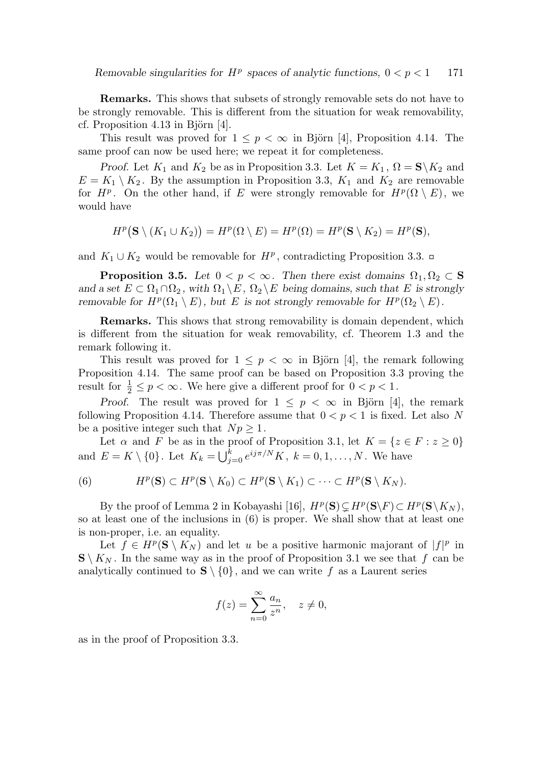**Remarks.** This shows that subsets of strongly removable sets do not have to be strongly removable. This is different from the situation for weak removability, cf. Proposition 4.13 in Björn [4].

This result was proved for $1 \le p < \infty$ in Björn [4], Proposition 4.14. The same proof can now be used here; we repeat it for completeness.

*Proof.* Let $K_1$ and $K_2$ be as in Proposition 3.3. Let $K = K_1$, $\Omega = \mathbf{S} \setminus K_2$ and $E = K_1 \setminus K_2$. By the assumption in Proposition 3.3, $K_1$ and $K_2$ are removable for $H^p$. On the other hand, if $E$ were strongly removable for $H^p(\Omega \setminus E)$, we would have

$$H^p\big(\mathbf{S} \setminus (K_1 \cup K_2)\big) = H^p(\Omega \setminus E) = H^p(\Omega) = H^p(\mathbf{S} \setminus K_2) = H^p(\mathbf{S}),$$

and $K_1 \cup K_2$ would be removable for $H^p$, contradicting Proposition 3.3. $\square$

**Proposition 3.5.** *Let $0 < p < \infty$. Then there exist domains $\Omega_1, \Omega_2 \subset \mathbf{S}$ and a set $E \subset \Omega_1 \cap \Omega_2$, with $\Omega_1 \setminus E$, $\Omega_2 \setminus E$ being domains, such that $E$ is strongly removable for $H^p(\Omega_1 \setminus E)$, but $E$ is not strongly removable for $H^p(\Omega_2 \setminus E)$.*

**Remarks.** This shows that strong removability is domain dependent, which is different from the situation for weak removability, cf. Theorem 1.3 and the remark following it.

This result was proved for $1 \le p < \infty$ in Björn [4], the remark following Proposition 4.14. The same proof can be based on Proposition 3.3 proving the result for $\frac{1}{2} \le p < \infty$. We here give a different proof for $0 < p < 1$.

*Proof.* The result was proved for $1 \le p < \infty$ in Björn [4], the remark following Proposition 4.14. Therefore assume that $0 < p < 1$ is fixed. Let also $N$ be a positive integer such that $Np \ge 1$.

Let $\alpha$ and $F$ be as in the proof of Proposition 3.1, let $K = \{z \in F : z \ge 0\}$ and $E = K \setminus \{0\}$. Let $K_k = \bigcup_{j=0}^{k} e^{ij\pi/N} K$, $k = 0, 1, \dots, N$. We have

$$H^p(\mathbf{S}) \subset H^p(\mathbf{S} \setminus K_0) \subset H^p(\mathbf{S} \setminus K_1) \subset \cdots \subset H^p(\mathbf{S} \setminus K_N). \tag{6}$$

By the proof of Lemma 2 in Kobayashi [16], $H^p(\mathbf{S}) \subsetneq H^p(\mathbf{S} \setminus F) \subset H^p(\mathbf{S} \setminus K_N)$, so at least one of the inclusions in (6) is proper. We shall show that at least one is non-proper, i.e. an equality.

Let $f \in H^p(\mathbf{S} \setminus K_N)$ and let $u$ be a positive harmonic majorant of $|f|^p$ in $\mathbf{S} \setminus K_N$. In the same way as in the proof of Proposition 3.1 we see that $f$ can be analytically continued to $\mathbf{S} \setminus \{0\}$, and we can write $f$ as a Laurent series

$$f(z) = \sum_{n=0}^{\infty} \frac{a_n}{z^n}, \quad z \ne 0,$$

as in the proof of Proposition 3.3.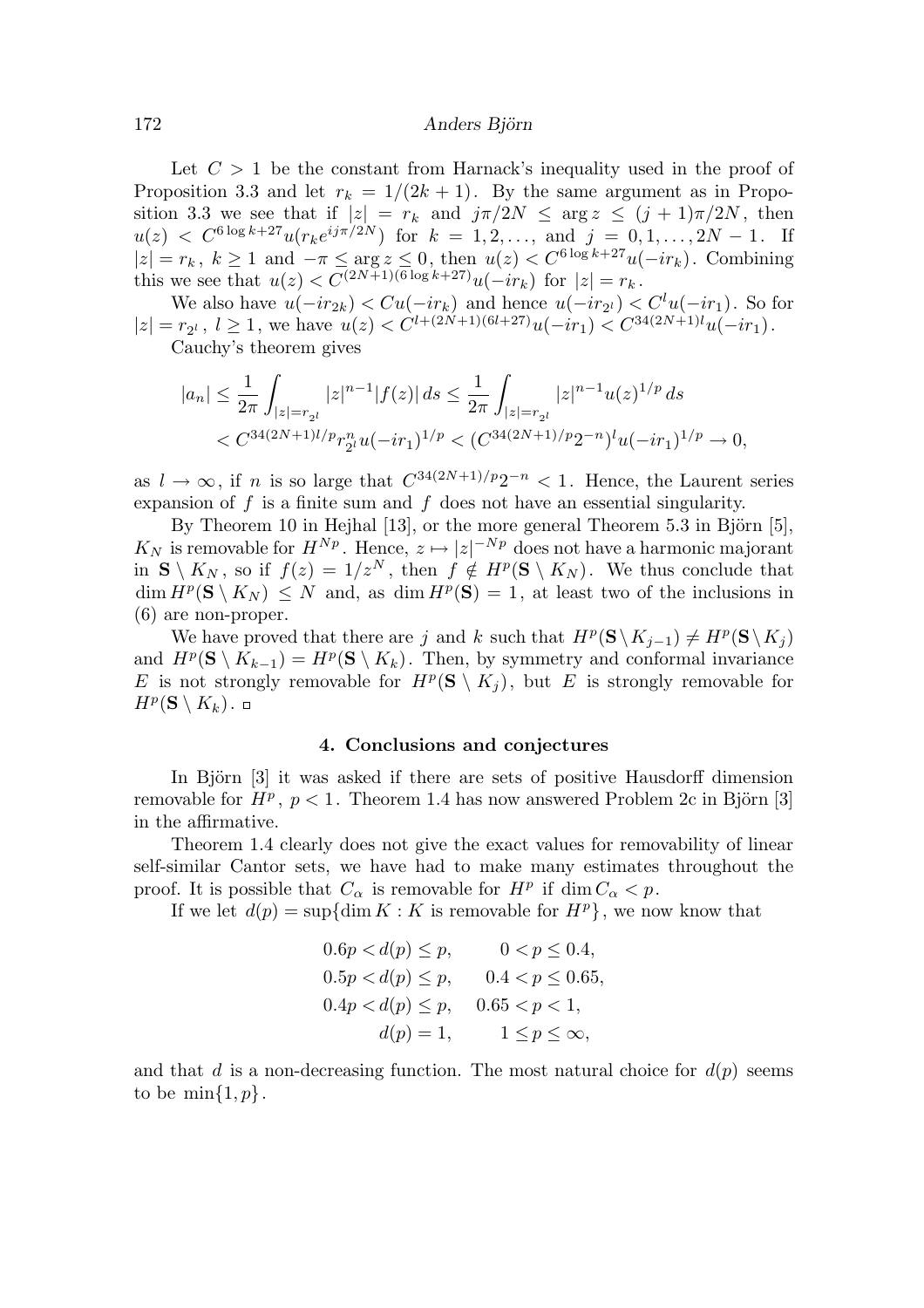Let $C > 1$ be the constant from Harnack's inequality used in the proof of Proposition 3.3 and let $r_k = 1/(2k+1)$. By the same argument as in Proposition 3.3 we see that if $|z| = r_k$ and $j\pi/2N \le \arg z \le (j+1)\pi/2N$, then $u(z) < C^{6\log k + 27} u(r_k e^{ij\pi/2N})$ for $k = 1, 2, \ldots$, and $j = 0, 1, \ldots, 2N-1$. If $|z| = r_k$, $k \ge 1$ and $-\pi \le \arg z \le 0$, then $u(z) < C^{6\log k+27} u(-ir_k)$. Combining this we see that $u(z) < C^{(2N+1)(6\log k+27)} u(-ir_k)$ for $|z| = r_k$.

We also have $u(-ir_{2k}) < Cu(-ir_k)$ and hence $u(-ir_{2^l}) < C^l u(-ir_1)$. So for $|z| = r_{2^l}$, $l \ge 1$, we have $u(z) < C^{l+(2N+1)(6l+27)} u(-ir_1) < C^{34(2N+1)l} u(-ir_1)$.

Cauchy's theorem gives

$$
\begin{aligned}
|a_n| &\le \frac{1}{2\pi} \int_{|z|=r_{2^l}} |z|^{n-1} |f(z)|\, ds \le \frac{1}{2\pi} \int_{|z|=r_{2^l}} |z|^{n-1} u(z)^{1/p}\, ds \\
&< C^{34(2N+1)l/p} r_{2^l}^n u(-ir_1)^{1/p} < (C^{34(2N+1)/p} 2^{-n})^l u(-ir_1)^{1/p} \to 0,
\end{aligned}
$$

as $l \to \infty$, if $n$ is so large that $C^{34(2N+1)/p} 2^{-n} < 1$. Hence, the Laurent series expansion of $f$ is a finite sum and $f$ does not have an essential singularity.

By Theorem 10 in Hejhal [13], or the more general Theorem 5.3 in Björn [5], $K_N$ is removable for $H^{Np}$. Hence, $z \mapsto |z|^{-Np}$ does not have a harmonic majorant in $\mathbf{S} \setminus K_N$, so if $f(z) = 1/z^N$, then $f \notin H^p(\mathbf{S} \setminus K_N)$. We thus conclude that $\dim H^p(\mathbf{S} \setminus K_N) \le N$ and, as $\dim H^p(\mathbf{S}) = 1$, at least two of the inclusions in (6) are non-proper.

We have proved that there are $j$ and $k$ such that $H^p(\mathbf{S} \setminus K_{j-1}) \ne H^p(\mathbf{S} \setminus K_j)$ and $H^p(\mathbf{S} \setminus K_{k-1}) = H^p(\mathbf{S} \setminus K_k)$. Then, by symmetry and conformal invariance $E$ is not strongly removable for $H^p(\mathbf{S} \setminus K_j)$, but $E$ is strongly removable for $H^p(\mathbf{S} \setminus K_k)$. □

## 4. Conclusions and conjectures

In Björn [3] it was asked if there are sets of positive Hausdorff dimension removable for $H^p$, $p < 1$. Theorem 1.4 has now answered Problem 2c in Björn [3] in the affirmative.

Theorem 1.4 clearly does not give the exact values for removability of linear self-similar Cantor sets, we have had to make many estimates throughout the proof. It is possible that $C_\alpha$ is removable for $H^p$ if $\dim C_\alpha < p$.

If we let $d(p) = \sup\{\dim K : K \text{ is removable for } H^p\}$, we now know that

$$
\begin{aligned}
0.6p < d(p) &\le p, && 0 < p \le 0.4, \\
0.5p < d(p) &\le p, && 0.4 < p \le 0.65, \\
0.4p < d(p) &\le p, && 0.65 < p < 1, \\
d(p) &= 1, && 1 \le p \le \infty,
\end{aligned}
$$

and that $d$ is a non-decreasing function. The most natural choice for $d(p)$ seems to be $\min\{1, p\}$.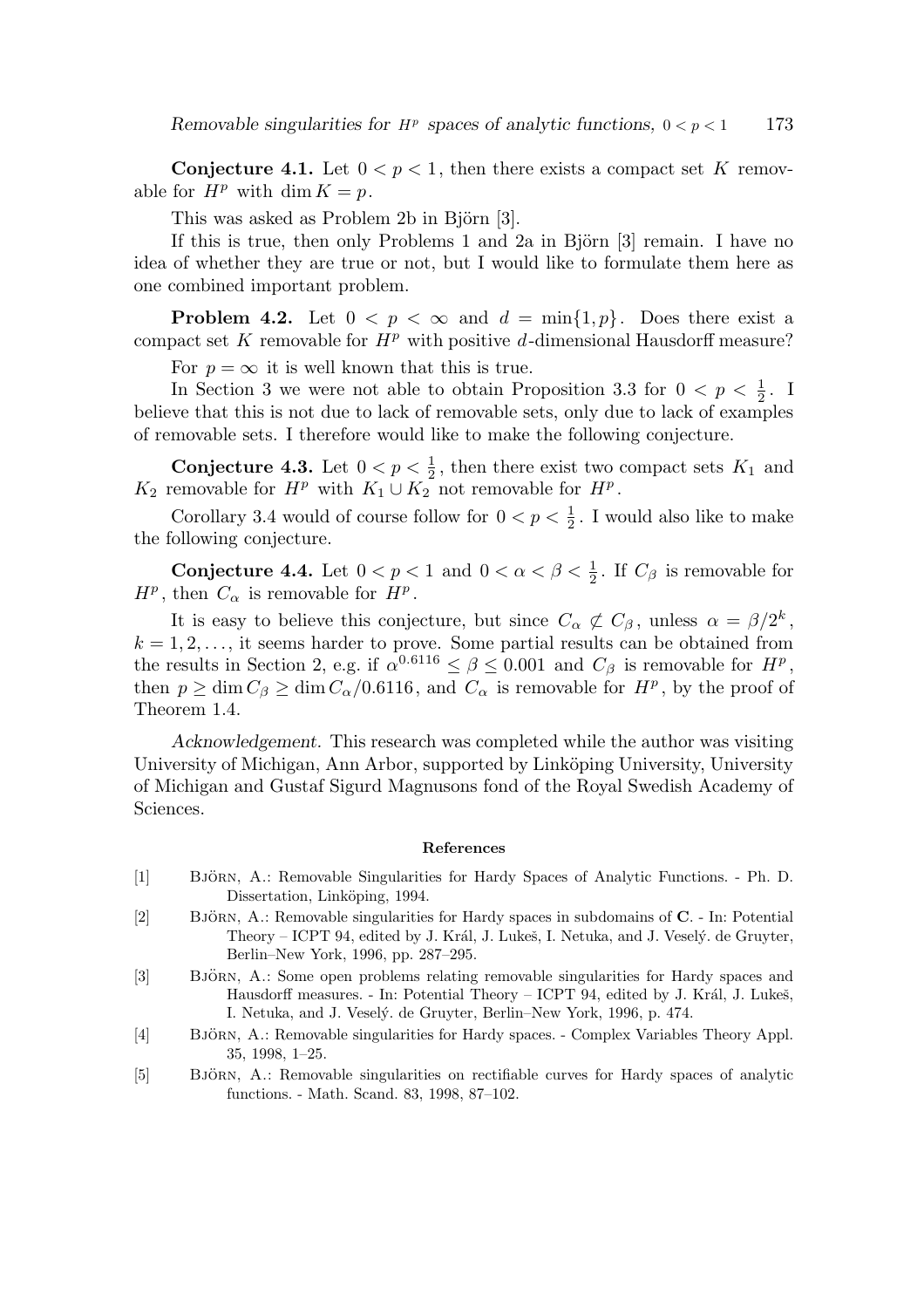**Conjecture 4.1.** Let $0 < p < 1$, then there exists a compact set $K$ removable for $H^p$ with $\dim K = p$.

This was asked as Problem 2b in Björn [3].

If this is true, then only Problems 1 and 2a in Björn [3] remain. I have no idea of whether they are true or not, but I would like to formulate them here as one combined important problem.

**Problem 4.2.** Let $0 < p < \infty$ and $d = \min\{1, p\}$. Does there exist a compact set $K$ removable for $H^p$ with positive $d$-dimensional Hausdorff measure?

For $p = \infty$ it is well known that this is true.

In Section 3 we were not able to obtain Proposition 3.3 for $0 < p < \frac{1}{2}$. I believe that this is not due to lack of removable sets, only due to lack of examples of removable sets. I therefore would like to make the following conjecture.

**Conjecture 4.3.** Let $0 < p < \frac{1}{2}$, then there exist two compact sets $K_1$ and $K_2$ removable for $H^p$ with $K_1 \cup K_2$ not removable for $H^p$.

Corollary 3.4 would of course follow for $0 < p < \frac{1}{2}$. I would also like to make the following conjecture.

**Conjecture 4.4.** Let $0 < p < 1$ and $0 < \alpha < \beta < \frac{1}{2}$. If $C_\beta$ is removable for $H^p$, then $C_\alpha$ is removable for $H^p$.

It is easy to believe this conjecture, but since $C_\alpha \not\subset C_\beta$, unless $\alpha = \beta/2^k$, $k = 1, 2, \dots$, it seems harder to prove. Some partial results can be obtained from the results in Section 2, e.g. if $\alpha^{0.6116} \leq \beta \leq 0.001$ and $C_\beta$ is removable for $H^p$, then $p \geq \dim C_\beta \geq \dim C_\alpha / 0.6116$, and $C_\alpha$ is removable for $H^p$, by the proof of Theorem 1.4.

*Acknowledgement.* This research was completed while the author was visiting University of Michigan, Ann Arbor, supported by Linköping University, University of Michigan and Gustaf Sigurd Magnusons fond of the Royal Swedish Academy of Sciences.

## References

[1] Björn, A.: Removable Singularities for Hardy Spaces of Analytic Functions. - Ph. D. Dissertation, Linköping, 1994.

[2] Björn, A.: Removable singularities for Hardy spaces in subdomains of **C**. - In: Potential Theory – ICPT 94, edited by J. Král, J. Lukeš, I. Netuka, and J. Veselý. de Gruyter, Berlin–New York, 1996, pp. 287–295.

[3] Björn, A.: Some open problems relating removable singularities for Hardy spaces and Hausdorff measures. - In: Potential Theory – ICPT 94, edited by J. Král, J. Lukeš, I. Netuka, and J. Veselý. de Gruyter, Berlin–New York, 1996, p. 474.

[4] Björn, A.: Removable singularities for Hardy spaces. - Complex Variables Theory Appl. 35, 1998, 1–25.

[5] Björn, A.: Removable singularities on rectifiable curves for Hardy spaces of analytic functions. - Math. Scand. 83, 1998, 87–102.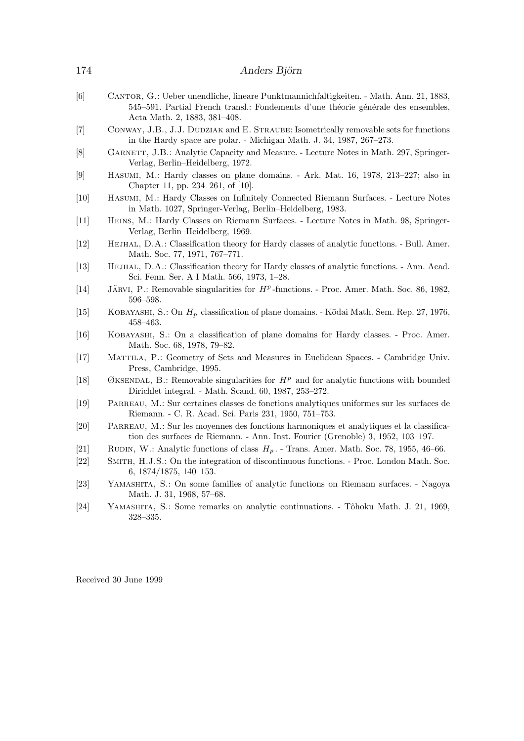[6] Cantor, G.: Ueber unendliche, lineare Punktmannichfaltigkeiten. - Math. Ann. 21, 1883, 545–591. Partial French transl.: Fondements d'une théorie générale des ensembles, Acta Math. 2, 1883, 381–408.

[7] Conway, J.B., J.J. Dudziak and E. Straube: Isometrically removable sets for functions in the Hardy space are polar. - Michigan Math. J. 34, 1987, 267–273.

[8] Garnett, J.B.: Analytic Capacity and Measure. - Lecture Notes in Math. 297, Springer-Verlag, Berlin–Heidelberg, 1972.

[9] Hasumi, M.: Hardy classes on plane domains. - Ark. Mat. 16, 1978, 213–227; also in Chapter 11, pp. 234–261, of [10].

[10] Hasumi, M.: Hardy Classes on Infinitely Connected Riemann Surfaces. - Lecture Notes in Math. 1027, Springer-Verlag, Berlin–Heidelberg, 1983.

[11] Heins, M.: Hardy Classes on Riemann Surfaces. - Lecture Notes in Math. 98, Springer-Verlag, Berlin–Heidelberg, 1969.

[12] Hejhal, D.A.: Classification theory for Hardy classes of analytic functions. - Bull. Amer. Math. Soc. 77, 1971, 767–771.

[13] Hejhal, D.A.: Classification theory for Hardy classes of analytic functions. - Ann. Acad. Sci. Fenn. Ser. A I Math. 566, 1973, 1–28.

[14] Järvi, P.: Removable singularities for $H^p$-functions. - Proc. Amer. Math. Soc. 86, 1982, 596–598.

[15] Kobayashi, S.: On $H_p$ classification of plane domains. - Kōdai Math. Sem. Rep. 27, 1976, 458–463.

[16] Kobayashi, S.: On a classification of plane domains for Hardy classes. - Proc. Amer. Math. Soc. 68, 1978, 79–82.

[17] Mattila, P.: Geometry of Sets and Measures in Euclidean Spaces. - Cambridge Univ. Press, Cambridge, 1995.

[18] Øksendal, B.: Removable singularities for $H^p$ and for analytic functions with bounded Dirichlet integral. - Math. Scand. 60, 1987, 253–272.

[19] Parreau, M.: Sur certaines classes de fonctions analytiques uniformes sur les surfaces de Riemann. - C. R. Acad. Sci. Paris 231, 1950, 751–753.

[20] Parreau, M.: Sur les moyennes des fonctions harmoniques et analytiques et la classification des surfaces de Riemann. - Ann. Inst. Fourier (Grenoble) 3, 1952, 103–197.

[21] Rudin, W.: Analytic functions of class $H_p$. - Trans. Amer. Math. Soc. 78, 1955, 46–66.

[22] Smith, H.J.S.: On the integration of discontinuous functions. - Proc. London Math. Soc. 6, 1874/1875, 140–153.

[23] Yamashita, S.: On some families of analytic functions on Riemann surfaces. - Nagoya Math. J. 31, 1968, 57–68.

[24] Yamashita, S.: Some remarks on analytic continuations. - Tôhoku Math. J. 21, 1969, 328–335.

Received 30 June 1999